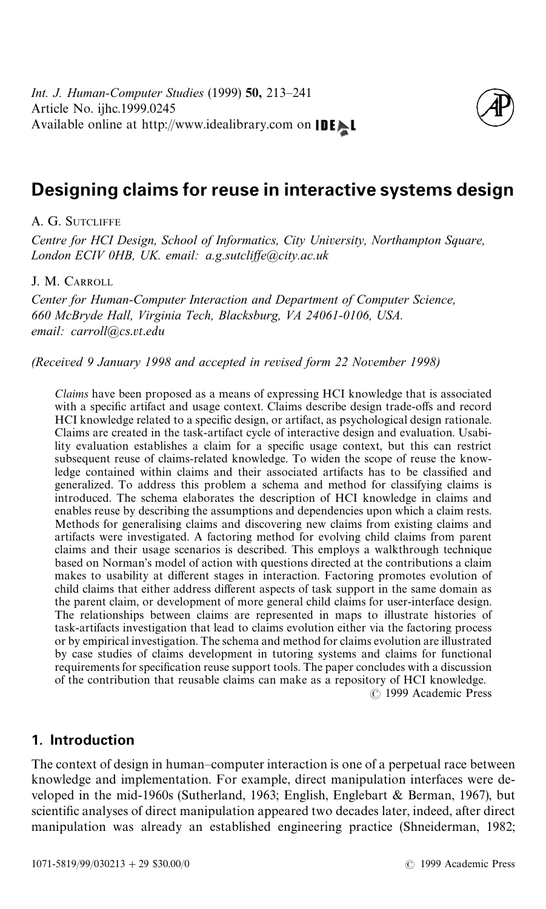*Int. J. Human-Computer Studies* (1999) **50,** 213–241
Article No. ijhc.1999.0245
Available online at http://www.idealibrary.com on IDEAL

# Designing claims for reuse in interactive systems design

A. G. Sutcliffe

*Centre for HCI Design, School of Informatics, City University, Northampton Square, London EC1V 0HB, UK. email: a.g.sutcliffe@city.ac.uk*

J. M. Carroll

*Center for Human-Computer Interaction and Department of Computer Science, 660 McBryde Hall, Virginia Tech, Blacksburg, VA 24061-0106, USA. email: carroll@cs.vt.edu*

*(Received 9 January 1998 and accepted in revised form 22 November 1998)*

*Claims* have been proposed as a means of expressing HCI knowledge that is associated with a specific artifact and usage context. Claims describe design trade-offs and record HCI knowledge related to a specific design, or artifact, as psychological design rationale. Claims are created in the task-artifact cycle of interactive design and evaluation. Usability evaluation establishes a claim for a specific usage context, but this can restrict subsequent reuse of claims-related knowledge. To widen the scope of reuse the knowledge contained within claims and their associated artifacts has to be classified and generalized. To address this problem a schema and method for classifying claims is introduced. The schema elaborates the description of HCI knowledge in claims and enables reuse by describing the assumptions and dependencies upon which a claim rests. Methods for generalising claims and discovering new claims from existing claims and artifacts were investigated. A factoring method for evolving child claims from parent claims and their usage scenarios is described. This employs a walkthrough technique based on Norman's model of action with questions directed at the contributions a claim makes to usability at different stages in interaction. Factoring promotes evolution of child claims that either address different aspects of task support in the same domain as the parent claim, or development of more general child claims for user-interface design. The relationships between claims are represented in maps to illustrate histories of task-artifacts investigation that lead to claims evolution either via the factoring process or by empirical investigation. The schema and method for claims evolution are illustrated by case studies of claims development in tutoring systems and claims for functional requirements for specification reuse support tools. The paper concludes with a discussion of the contribution that reusable claims can make as a repository of HCI knowledge.

© 1999 Academic Press

## 1. Introduction

The context of design in human–computer interaction is one of a perpetual race between knowledge and implementation. For example, direct manipulation interfaces were developed in the mid-1960s (Sutherland, 1963; English, Englebart & Berman, 1967), but scientific analyses of direct manipulation appeared two decades later, indeed, after direct manipulation was already an established engineering practice (Shneiderman, 1982;

1071-5819/99/030213 + 29 $30.00/0 © 1999 Academic Press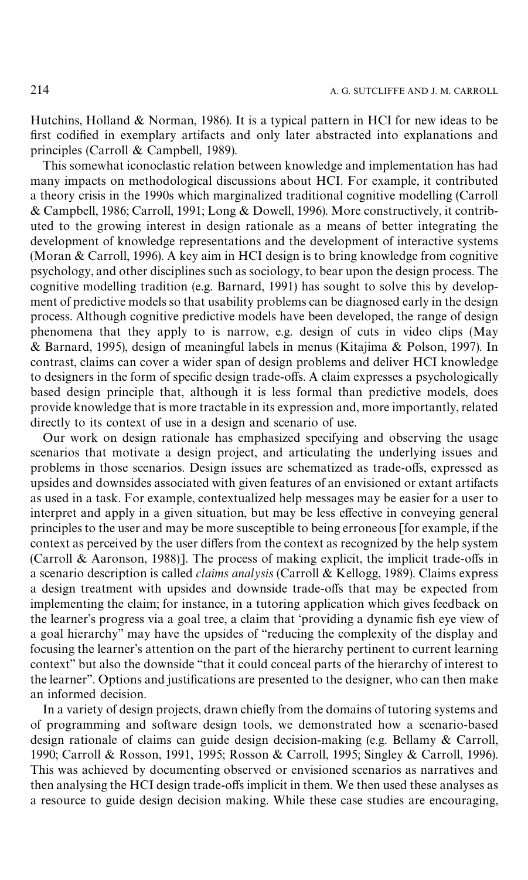Hutchins, Holland & Norman, 1986). It is a typical pattern in HCI for new ideas to be first codified in exemplary artifacts and only later abstracted into explanations and principles (Carroll & Campbell, 1989).

This somewhat iconoclastic relation between knowledge and implementation has had many impacts on methodological discussions about HCI. For example, it contributed a theory crisis in the 1990s which marginalized traditional cognitive modelling (Carroll & Campbell, 1986; Carroll, 1991; Long & Dowell, 1996). More constructively, it contributed to the growing interest in design rationale as a means of better integrating the development of knowledge representations and the development of interactive systems (Moran & Carroll, 1996). A key aim in HCI design is to bring knowledge from cognitive psychology, and other disciplines such as sociology, to bear upon the design process. The cognitive modelling tradition (e.g. Barnard, 1991) has sought to solve this by development of predictive models so that usability problems can be diagnosed early in the design process. Although cognitive predictive models have been developed, the range of design phenomena that they apply to is narrow, e.g. design of cuts in video clips (May & Barnard, 1995), design of meaningful labels in menus (Kitajima & Polson, 1997). In contrast, claims can cover a wider span of design problems and deliver HCI knowledge to designers in the form of specific design trade-offs. A claim expresses a psychologically based design principle that, although it is less formal than predictive models, does provide knowledge that is more tractable in its expression and, more importantly, related directly to its context of use in a design and scenario of use.

Our work on design rationale has emphasized specifying and observing the usage scenarios that motivate a design project, and articulating the underlying issues and problems in those scenarios. Design issues are schematized as trade-offs, expressed as upsides and downsides associated with given features of an envisioned or extant artifacts as used in a task. For example, contextualized help messages may be easier for a user to interpret and apply in a given situation, but may be less effective in conveying general principles to the user and may be more susceptible to being erroneous [for example, if the context as perceived by the user differs from the context as recognized by the help system (Carroll & Aaronson, 1988)]. The process of making explicit, the implicit trade-offs in a scenario description is called *claims analysis* (Carroll & Kellogg, 1989). Claims express a design treatment with upsides and downside trade-offs that may be expected from implementing the claim; for instance, in a tutoring application which gives feedback on the learner's progress via a goal tree, a claim that 'providing a dynamic fish eye view of a goal hierarchy" may have the upsides of "reducing the complexity of the display and focusing the learner's attention on the part of the hierarchy pertinent to current learning context" but also the downside "that it could conceal parts of the hierarchy of interest to the learner". Options and justifications are presented to the designer, who can then make an informed decision.

In a variety of design projects, drawn chiefly from the domains of tutoring systems and of programming and software design tools, we demonstrated how a scenario-based design rationale of claims can guide design decision-making (e.g. Bellamy & Carroll, 1990; Carroll & Rosson, 1991, 1995; Rosson & Carroll, 1995; Singley & Carroll, 1996). This was achieved by documenting observed or envisioned scenarios as narratives and then analysing the HCI design trade-offs implicit in them. We then used these analyses as a resource to guide design decision making. While these case studies are encouraging,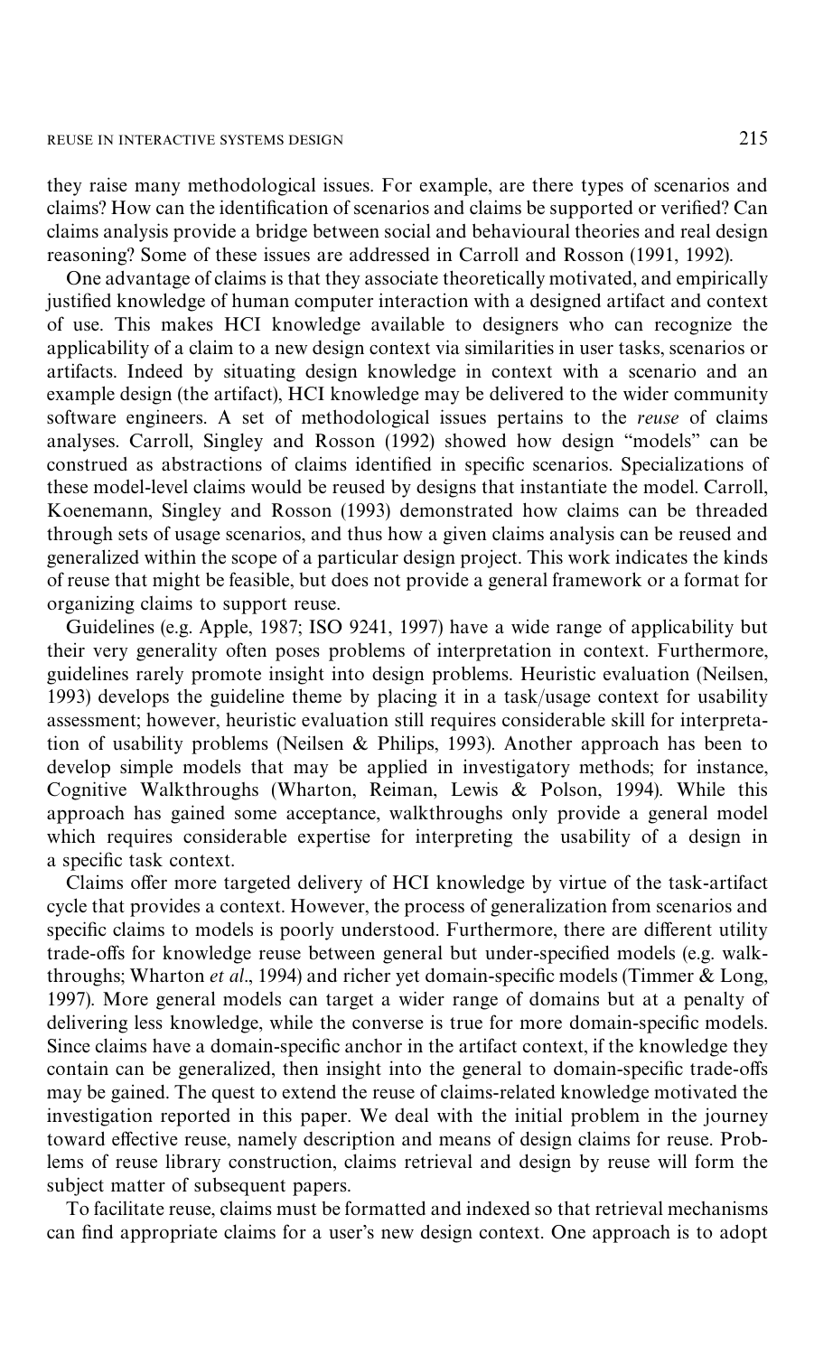they raise many methodological issues. For example, are there types of scenarios and claims? How can the identification of scenarios and claims be supported or verified? Can claims analysis provide a bridge between social and behavioural theories and real design reasoning? Some of these issues are addressed in Carroll and Rosson (1991, 1992).

One advantage of claims is that they associate theoretically motivated, and empirically justified knowledge of human computer interaction with a designed artifact and context of use. This makes HCI knowledge available to designers who can recognize the applicability of a claim to a new design context via similarities in user tasks, scenarios or artifacts. Indeed by situating design knowledge in context with a scenario and an example design (the artifact), HCI knowledge may be delivered to the wider community software engineers. A set of methodological issues pertains to the *reuse* of claims analyses. Carroll, Singley and Rosson (1992) showed how design "models" can be construed as abstractions of claims identified in specific scenarios. Specializations of these model-level claims would be reused by designs that instantiate the model. Carroll, Koenemann, Singley and Rosson (1993) demonstrated how claims can be threaded through sets of usage scenarios, and thus how a given claims analysis can be reused and generalized within the scope of a particular design project. This work indicates the kinds of reuse that might be feasible, but does not provide a general framework or a format for organizing claims to support reuse.

Guidelines (e.g. Apple, 1987; ISO 9241, 1997) have a wide range of applicability but their very generality often poses problems of interpretation in context. Furthermore, guidelines rarely promote insight into design problems. Heuristic evaluation (Neilsen, 1993) develops the guideline theme by placing it in a task/usage context for usability assessment; however, heuristic evaluation still requires considerable skill for interpretation of usability problems (Neilsen & Philips, 1993). Another approach has been to develop simple models that may be applied in investigatory methods; for instance, Cognitive Walkthroughs (Wharton, Reiman, Lewis & Polson, 1994). While this approach has gained some acceptance, walkthroughs only provide a general model which requires considerable expertise for interpreting the usability of a design in a specific task context.

Claims offer more targeted delivery of HCI knowledge by virtue of the task-artifact cycle that provides a context. However, the process of generalization from scenarios and specific claims to models is poorly understood. Furthermore, there are different utility trade-offs for knowledge reuse between general but under-specified models (e.g. walkthroughs; Wharton *et al*., 1994) and richer yet domain-specific models (Timmer & Long, 1997). More general models can target a wider range of domains but at a penalty of delivering less knowledge, while the converse is true for more domain-specific models. Since claims have a domain-specific anchor in the artifact context, if the knowledge they contain can be generalized, then insight into the general to domain-specific trade-offs may be gained. The quest to extend the reuse of claims-related knowledge motivated the investigation reported in this paper. We deal with the initial problem in the journey toward effective reuse, namely description and means of design claims for reuse. Problems of reuse library construction, claims retrieval and design by reuse will form the subject matter of subsequent papers.

To facilitate reuse, claims must be formatted and indexed so that retrieval mechanisms can find appropriate claims for a user's new design context. One approach is to adopt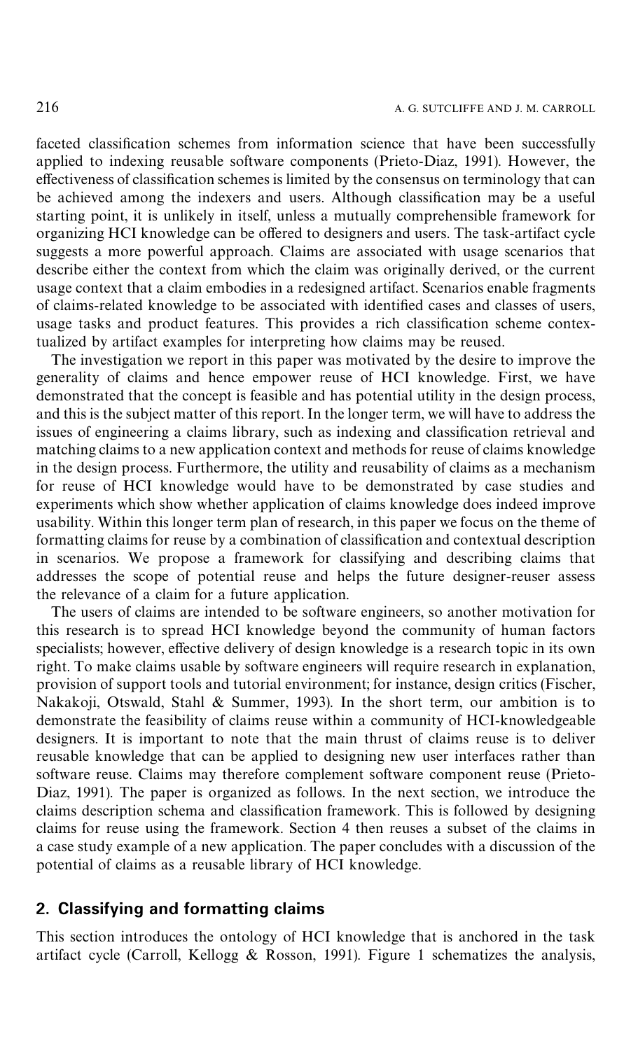faceted classification schemes from information science that have been successfully applied to indexing reusable software components (Prieto-Diaz, 1991). However, the effectiveness of classification schemes is limited by the consensus on terminology that can be achieved among the indexers and users. Although classification may be a useful starting point, it is unlikely in itself, unless a mutually comprehensible framework for organizing HCI knowledge can be offered to designers and users. The task-artifact cycle suggests a more powerful approach. Claims are associated with usage scenarios that describe either the context from which the claim was originally derived, or the current usage context that a claim embodies in a redesigned artifact. Scenarios enable fragments of claims-related knowledge to be associated with identified cases and classes of users, usage tasks and product features. This provides a rich classification scheme contextualized by artifact examples for interpreting how claims may be reused.

The investigation we report in this paper was motivated by the desire to improve the generality of claims and hence empower reuse of HCI knowledge. First, we have demonstrated that the concept is feasible and has potential utility in the design process, and this is the subject matter of this report. In the longer term, we will have to address the issues of engineering a claims library, such as indexing and classification retrieval and matching claims to a new application context and methods for reuse of claims knowledge in the design process. Furthermore, the utility and reusability of claims as a mechanism for reuse of HCI knowledge would have to be demonstrated by case studies and experiments which show whether application of claims knowledge does indeed improve usability. Within this longer term plan of research, in this paper we focus on the theme of formatting claims for reuse by a combination of classification and contextual description in scenarios. We propose a framework for classifying and describing claims that addresses the scope of potential reuse and helps the future designer-reuser assess the relevance of a claim for a future application.

The users of claims are intended to be software engineers, so another motivation for this research is to spread HCI knowledge beyond the community of human factors specialists; however, effective delivery of design knowledge is a research topic in its own right. To make claims usable by software engineers will require research in explanation, provision of support tools and tutorial environment; for instance, design critics (Fischer, Nakakoji, Otswald, Stahl & Summer, 1993). In the short term, our ambition is to demonstrate the feasibility of claims reuse within a community of HCI-knowledgeable designers. It is important to note that the main thrust of claims reuse is to deliver reusable knowledge that can be applied to designing new user interfaces rather than software reuse. Claims may therefore complement software component reuse (Prieto-Diaz, 1991). The paper is organized as follows. In the next section, we introduce the claims description schema and classification framework. This is followed by designing claims for reuse using the framework. Section 4 then reuses a subset of the claims in a case study example of a new application. The paper concludes with a discussion of the potential of claims as a reusable library of HCI knowledge.

## 2. Classifying and formatting claims

This section introduces the ontology of HCI knowledge that is anchored in the task artifact cycle (Carroll, Kellogg & Rosson, 1991). Figure 1 schematizes the analysis,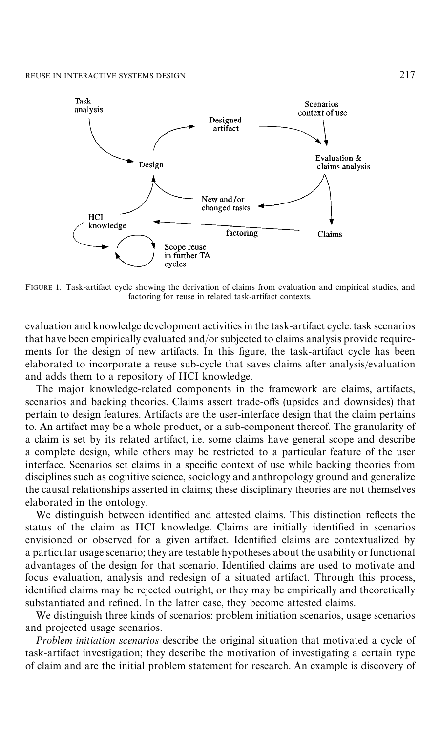Task analysis

Designed artifact

Scenarios context of use

Design

Evaluation & claims analysis

New and/or changed tasks

HCI knowledge

factoring

Claims

Scope reuse in further TA cycles

FIGURE 1. Task-artifact cycle showing the derivation of claims from evaluation and empirical studies, and factoring for reuse in related task-artifact contexts.

evaluation and knowledge development activities in the task-artifact cycle: task scenarios that have been empirically evaluated and/or subjected to claims analysis provide requirements for the design of new artifacts. In this figure, the task-artifact cycle has been elaborated to incorporate a reuse sub-cycle that saves claims after analysis/evaluation and adds them to a repository of HCI knowledge.

The major knowledge-related components in the framework are claims, artifacts, scenarios and backing theories. Claims assert trade-offs (upsides and downsides) that pertain to design features. Artifacts are the user-interface design that the claim pertains to. An artifact may be a whole product, or a sub-component thereof. The granularity of a claim is set by its related artifact, i.e. some claims have general scope and describe a complete design, while others may be restricted to a particular feature of the user interface. Scenarios set claims in a specific context of use while backing theories from disciplines such as cognitive science, sociology and anthropology ground and generalize the causal relationships asserted in claims; these disciplinary theories are not themselves elaborated in the ontology.

We distinguish between identified and attested claims. This distinction reflects the status of the claim as HCI knowledge. Claims are initially identified in scenarios envisioned or observed for a given artifact. Identified claims are contextualized by a particular usage scenario; they are testable hypotheses about the usability or functional advantages of the design for that scenario. Identified claims are used to motivate and focus evaluation, analysis and redesign of a situated artifact. Through this process, identified claims may be rejected outright, or they may be empirically and theoretically substantiated and refined. In the latter case, they become attested claims.

We distinguish three kinds of scenarios: problem initiation scenarios, usage scenarios and projected usage scenarios.

*Problem initiation scenarios* describe the original situation that motivated a cycle of task-artifact investigation; they describe the motivation of investigating a certain type of claim and are the initial problem statement for research. An example is discovery of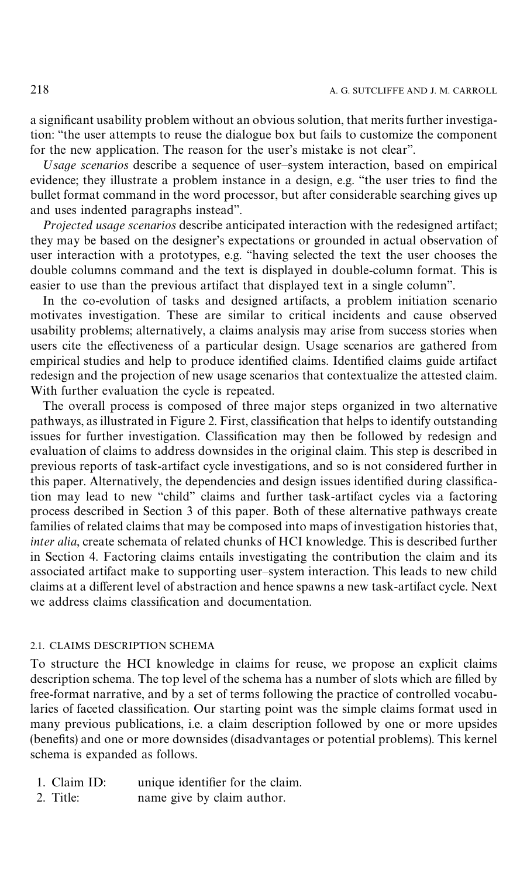a significant usability problem without an obvious solution, that merits further investigation: "the user attempts to reuse the dialogue box but fails to customize the component for the new application. The reason for the user's mistake is not clear".

*Usage scenarios* describe a sequence of user–system interaction, based on empirical evidence; they illustrate a problem instance in a design, e.g. "the user tries to find the bullet format command in the word processor, but after considerable searching gives up and uses indented paragraphs instead".

*Projected usage scenarios* describe anticipated interaction with the redesigned artifact; they may be based on the designer's expectations or grounded in actual observation of user interaction with a prototypes, e.g. "having selected the text the user chooses the double columns command and the text is displayed in double-column format. This is easier to use than the previous artifact that displayed text in a single column".

In the co-evolution of tasks and designed artifacts, a problem initiation scenario motivates investigation. These are similar to critical incidents and cause observed usability problems; alternatively, a claims analysis may arise from success stories when users cite the effectiveness of a particular design. Usage scenarios are gathered from empirical studies and help to produce identified claims. Identified claims guide artifact redesign and the projection of new usage scenarios that contextualize the attested claim. With further evaluation the cycle is repeated.

The overall process is composed of three major steps organized in two alternative pathways, as illustrated in Figure 2. First, classification that helps to identify outstanding issues for further investigation. Classification may then be followed by redesign and evaluation of claims to address downsides in the original claim. This step is described in previous reports of task-artifact cycle investigations, and so is not considered further in this paper. Alternatively, the dependencies and design issues identified during classification may lead to new "child" claims and further task-artifact cycles via a factoring process described in Section 3 of this paper. Both of these alternative pathways create families of related claims that may be composed into maps of investigation histories that, *inter alia*, create schemata of related chunks of HCI knowledge. This is described further in Section 4. Factoring claims entails investigating the contribution the claim and its associated artifact make to supporting user–system interaction. This leads to new child claims at a different level of abstraction and hence spawns a new task-artifact cycle. Next we address claims classification and documentation.

### 2.1. CLAIMS DESCRIPTION SCHEMA

To structure the HCI knowledge in claims for reuse, we propose an explicit claims description schema. The top level of the schema has a number of slots which are filled by free-format narrative, and by a set of terms following the practice of controlled vocabularies of faceted classification. Our starting point was the simple claims format used in many previous publications, i.e. a claim description followed by one or more upsides (benefits) and one or more downsides (disadvantages or potential problems). This kernel schema is expanded as follows.

1. Claim ID: unique identifier for the claim.
2. Title: name give by claim author.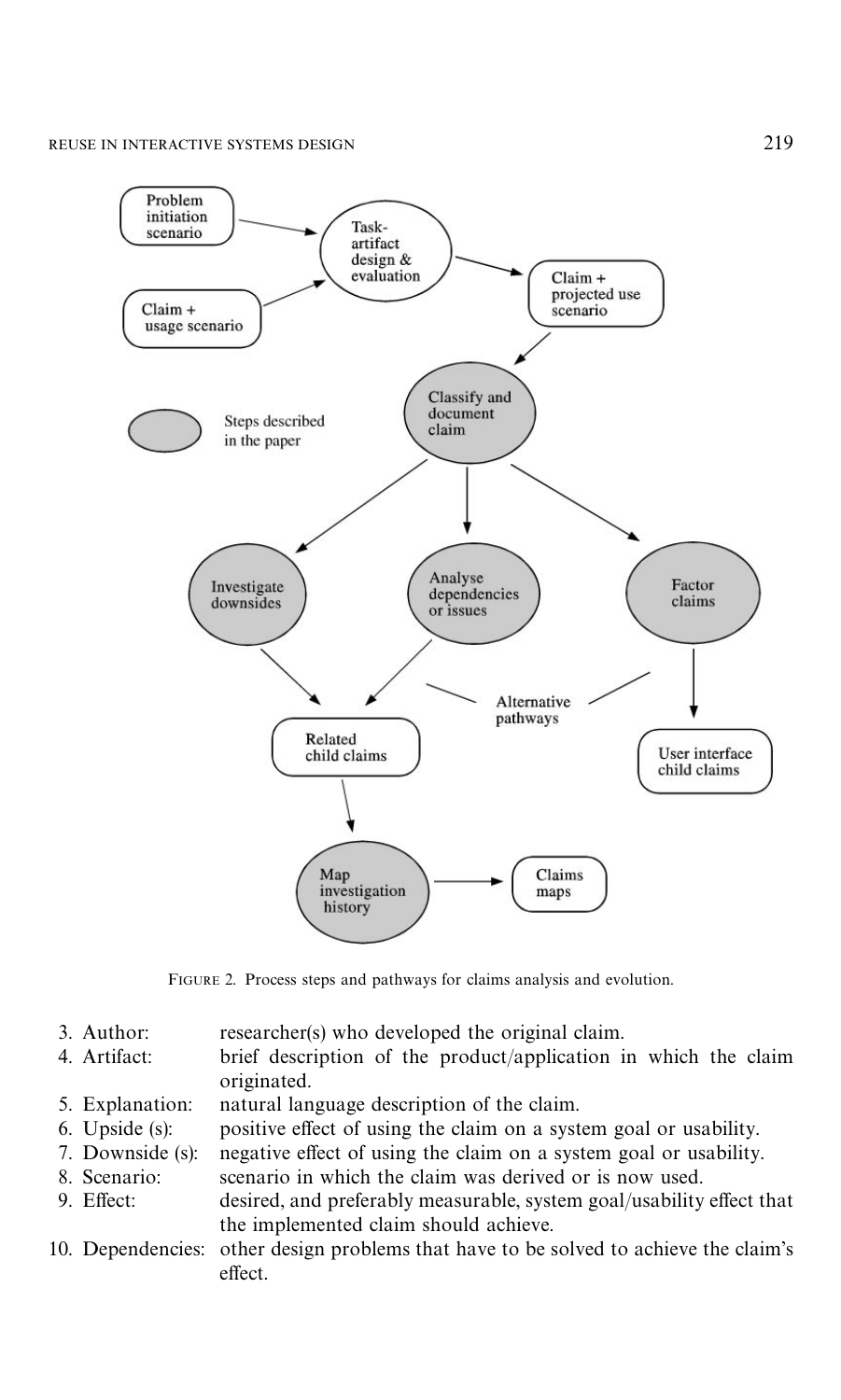FIGURE 2. Process steps and pathways for claims analysis and evolution.

3. Author: researcher(s) who developed the original claim.
4. Artifact: brief description of the product/application in which the claim originated.
5. Explanation: natural language description of the claim.
6. Upside (s): positive effect of using the claim on a system goal or usability.
7. Downside (s): negative effect of using the claim on a system goal or usability.
8. Scenario: scenario in which the claim was derived or is now used.
9. Effect: desired, and preferably measurable, system goal/usability effect that the implemented claim should achieve.
10. Dependencies: other design problems that have to be solved to achieve the claim's effect.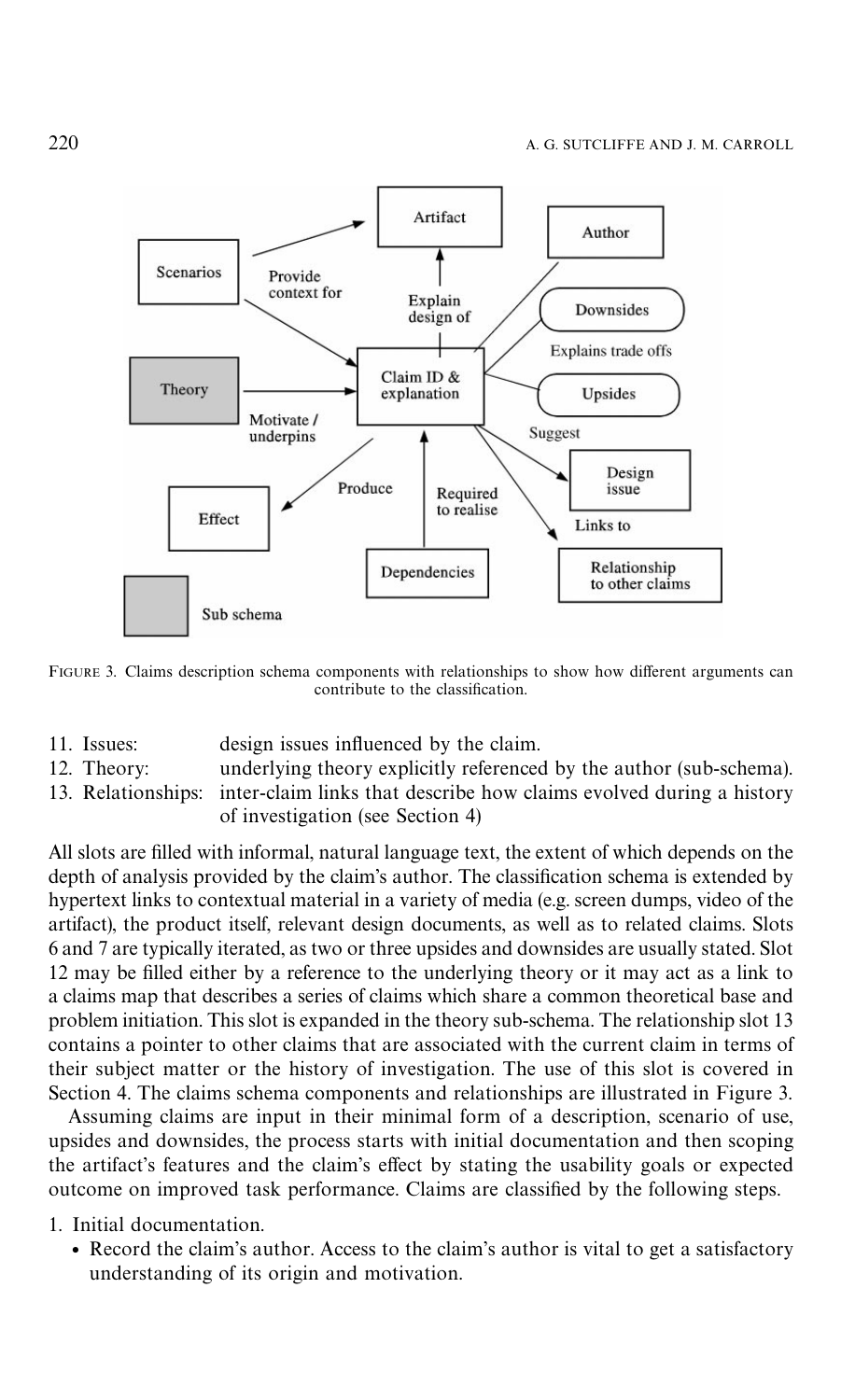FIGURE 3. Claims description schema components with relationships to show how different arguments can contribute to the classification.

11. Issues: design issues influenced by the claim.
12. Theory: underlying theory explicitly referenced by the author (sub-schema).
13. Relationships: inter-claim links that describe how claims evolved during a history of investigation (see Section 4)

All slots are filled with informal, natural language text, the extent of which depends on the depth of analysis provided by the claim's author. The classification schema is extended by hypertext links to contextual material in a variety of media (e.g. screen dumps, video of the artifact), the product itself, relevant design documents, as well as to related claims. Slots 6 and 7 are typically iterated, as two or three upsides and downsides are usually stated. Slot 12 may be filled either by a reference to the underlying theory or it may act as a link to a claims map that describes a series of claims which share a common theoretical base and problem initiation. This slot is expanded in the theory sub-schema. The relationship slot 13 contains a pointer to other claims that are associated with the current claim in terms of their subject matter or the history of investigation. The use of this slot is covered in Section 4. The claims schema components and relationships are illustrated in Figure 3.

Assuming claims are input in their minimal form of a description, scenario of use, upsides and downsides, the process starts with initial documentation and then scoping the artifact's features and the claim's effect by stating the usability goals or expected outcome on improved task performance. Claims are classified by the following steps.

1. Initial documentation.
   - Record the claim's author. Access to the claim's author is vital to get a satisfactory understanding of its origin and motivation.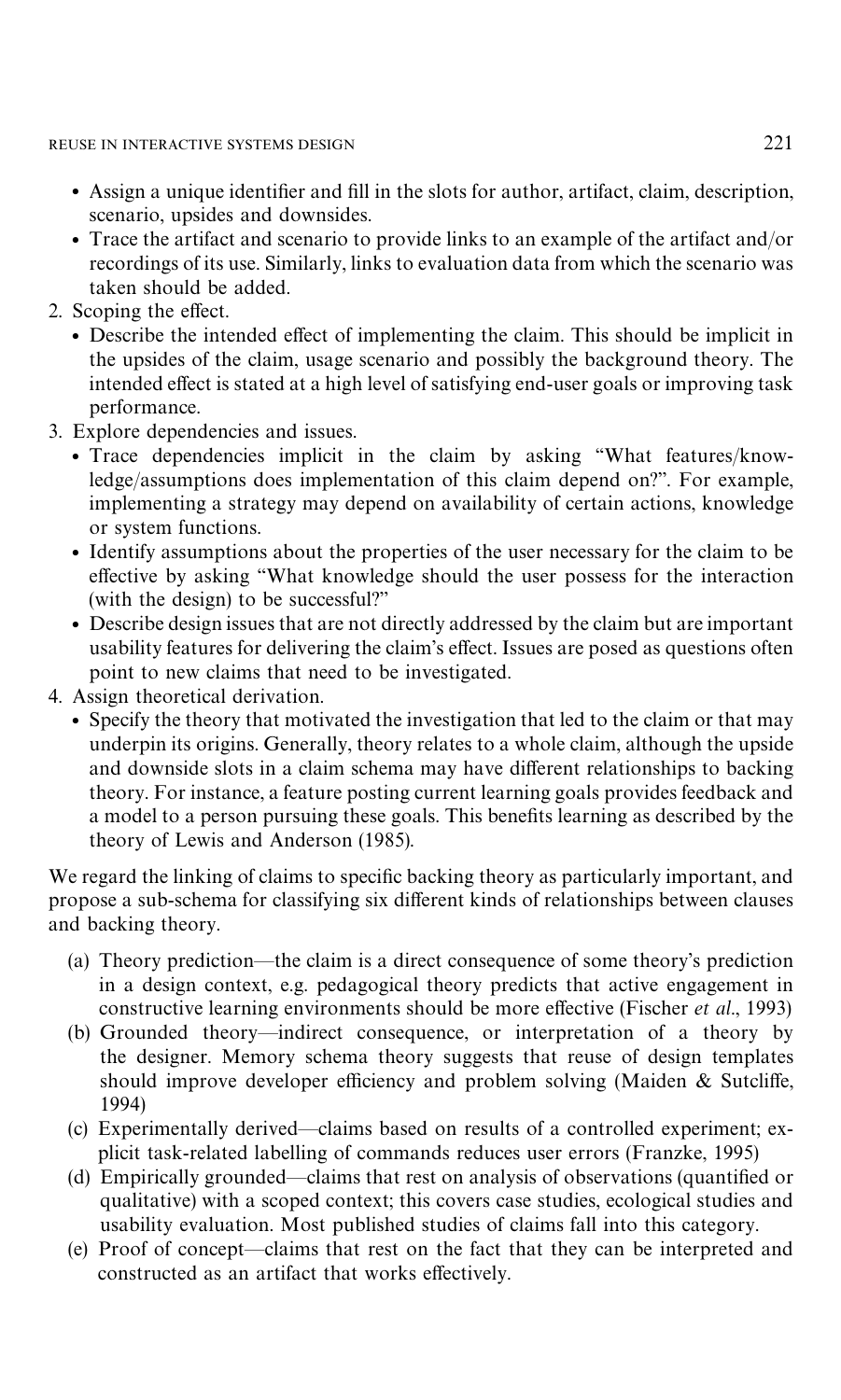- Assign a unique identifier and fill in the slots for author, artifact, claim, description, scenario, upsides and downsides.
- Trace the artifact and scenario to provide links to an example of the artifact and/or recordings of its use. Similarly, links to evaluation data from which the scenario was taken should be added.

2. Scoping the effect.
   - Describe the intended effect of implementing the claim. This should be implicit in the upsides of the claim, usage scenario and possibly the background theory. The intended effect is stated at a high level of satisfying end-user goals or improving task performance.
3. Explore dependencies and issues.
   - Trace dependencies implicit in the claim by asking "What features/knowledge/assumptions does implementation of this claim depend on?". For example, implementing a strategy may depend on availability of certain actions, knowledge or system functions.
   - Identify assumptions about the properties of the user necessary for the claim to be effective by asking "What knowledge should the user possess for the interaction (with the design) to be successful?"
   - Describe design issues that are not directly addressed by the claim but are important usability features for delivering the claim's effect. Issues are posed as questions often point to new claims that need to be investigated.
4. Assign theoretical derivation.
   - Specify the theory that motivated the investigation that led to the claim or that may underpin its origins. Generally, theory relates to a whole claim, although the upside and downside slots in a claim schema may have different relationships to backing theory. For instance, a feature posting current learning goals provides feedback and a model to a person pursuing these goals. This benefits learning as described by the theory of Lewis and Anderson (1985).

We regard the linking of claims to specific backing theory as particularly important, and propose a sub-schema for classifying six different kinds of relationships between clauses and backing theory.

(a) Theory prediction—the claim is a direct consequence of some theory's prediction in a design context, e.g. pedagogical theory predicts that active engagement in constructive learning environments should be more effective (Fischer *et al*., 1993)

(b) Grounded theory—indirect consequence, or interpretation of a theory by the designer. Memory schema theory suggests that reuse of design templates should improve developer efficiency and problem solving (Maiden & Sutcliffe, 1994)

(c) Experimentally derived—claims based on results of a controlled experiment; explicit task-related labelling of commands reduces user errors (Franzke, 1995)

(d) Empirically grounded—claims that rest on analysis of observations (quantified or qualitative) with a scoped context; this covers case studies, ecological studies and usability evaluation. Most published studies of claims fall into this category.

(e) Proof of concept—claims that rest on the fact that they can be interpreted and constructed as an artifact that works effectively.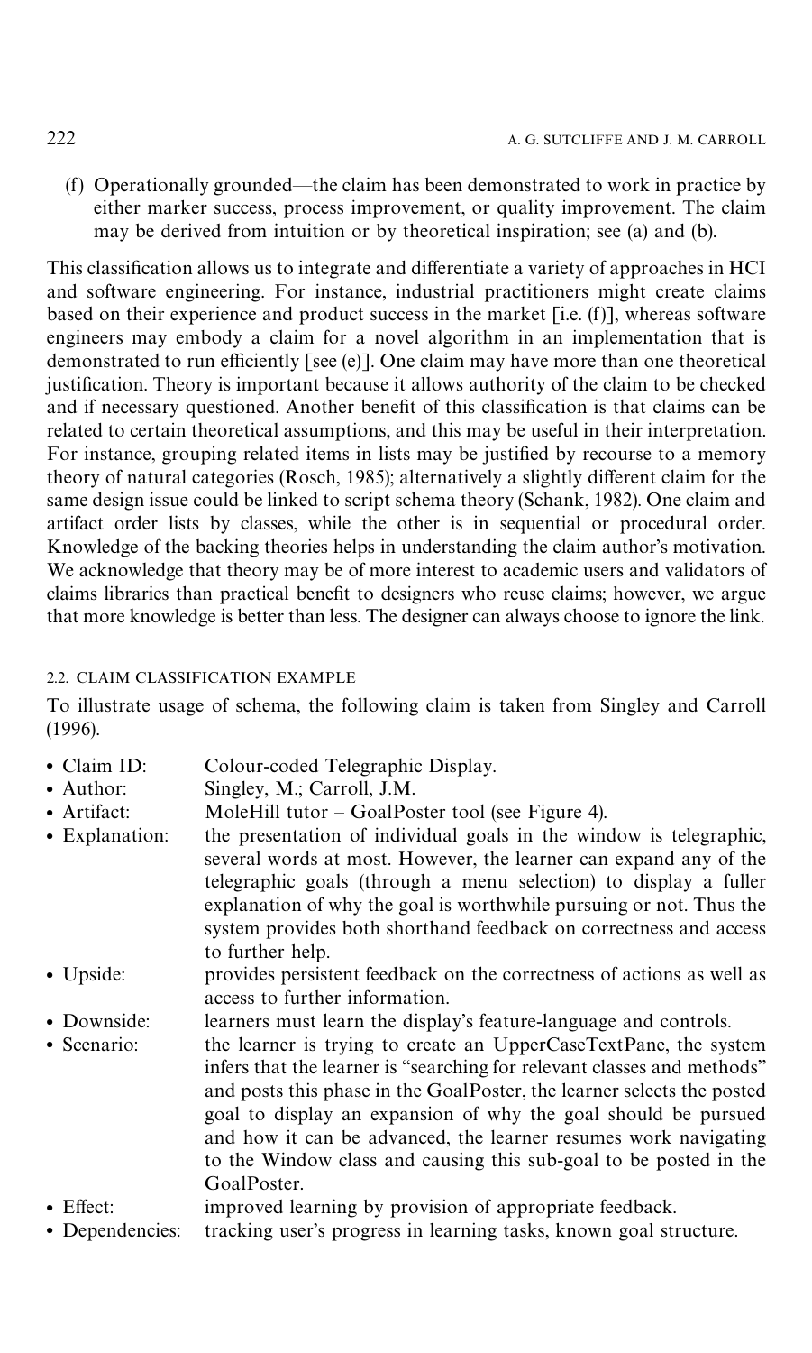(f) Operationally grounded—the claim has been demonstrated to work in practice by either marker success, process improvement, or quality improvement. The claim may be derived from intuition or by theoretical inspiration; see (a) and (b).

This classification allows us to integrate and differentiate a variety of approaches in HCI and software engineering. For instance, industrial practitioners might create claims based on their experience and product success in the market [i.e. (f)], whereas software engineers may embody a claim for a novel algorithm in an implementation that is demonstrated to run efficiently [see (e)]. One claim may have more than one theoretical justification. Theory is important because it allows authority of the claim to be checked and if necessary questioned. Another benefit of this classification is that claims can be related to certain theoretical assumptions, and this may be useful in their interpretation. For instance, grouping related items in lists may be justified by recourse to a memory theory of natural categories (Rosch, 1985); alternatively a slightly different claim for the same design issue could be linked to script schema theory (Schank, 1982). One claim and artifact order lists by classes, while the other is in sequential or procedural order. Knowledge of the backing theories helps in understanding the claim author's motivation. We acknowledge that theory may be of more interest to academic users and validators of claims libraries than practical benefit to designers who reuse claims; however, we argue that more knowledge is better than less. The designer can always choose to ignore the link.

### 2.2. CLAIM CLASSIFICATION EXAMPLE

To illustrate usage of schema, the following claim is taken from Singley and Carroll (1996).

- Claim ID: Colour-coded Telegraphic Display.
- Author: Singley, M.; Carroll, J.M.
- Artifact: MoleHill tutor – GoalPoster tool (see Figure 4).
- Explanation: the presentation of individual goals in the window is telegraphic, several words at most. However, the learner can expand any of the telegraphic goals (through a menu selection) to display a fuller explanation of why the goal is worthwhile pursuing or not. Thus the system provides both shorthand feedback on correctness and access to further help.
- Upside: provides persistent feedback on the correctness of actions as well as access to further information.
- Downside: learners must learn the display's feature-language and controls.
- Scenario: the learner is trying to create an UpperCaseTextPane, the system infers that the learner is "searching for relevant classes and methods" and posts this phase in the GoalPoster, the learner selects the posted goal to display an expansion of why the goal should be pursued and how it can be advanced, the learner resumes work navigating to the Window class and causing this sub-goal to be posted in the GoalPoster.
- Effect: improved learning by provision of appropriate feedback.
- Dependencies: tracking user's progress in learning tasks, known goal structure.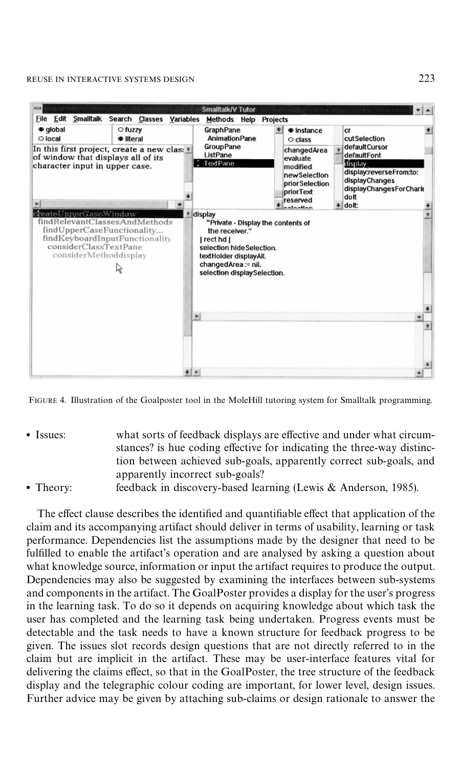FIGURE 4. Illustration of the Goalposter tool in the MoleHill tutoring system for Smalltalk programming.

- Issues: what sorts of feedback displays are effective and under what circumstances? is hue coding effective for indicating the three-way distinction between achieved sub-goals, apparently correct sub-goals, and apparently incorrect sub-goals?
- Theory: feedback in discovery-based learning (Lewis & Anderson, 1985).

The effect clause describes the identified and quantifiable effect that application of the claim and its accompanying artifact should deliver in terms of usability, learning or task performance. Dependencies list the assumptions made by the designer that need to be fulfilled to enable the artifact's operation and are analysed by asking a question about what knowledge source, information or input the artifact requires to produce the output. Dependencies may also be suggested by examining the interfaces between sub-systems and components in the artifact. The GoalPoster provides a display for the user's progress in the learning task. To do so it depends on acquiring knowledge about which task the user has completed and the learning task being undertaken. Progress events must be detectable and the task needs to have a known structure for feedback progress to be given. The issues slot records design questions that are not directly referred to in the claim but are implicit in the artifact. These may be user-interface features vital for delivering the claims effect, so that in the GoalPoster, the tree structure of the feedback display and the telegraphic colour coding are important, for lower level, design issues. Further advice may be given by attaching sub-claims or design rationale to answer the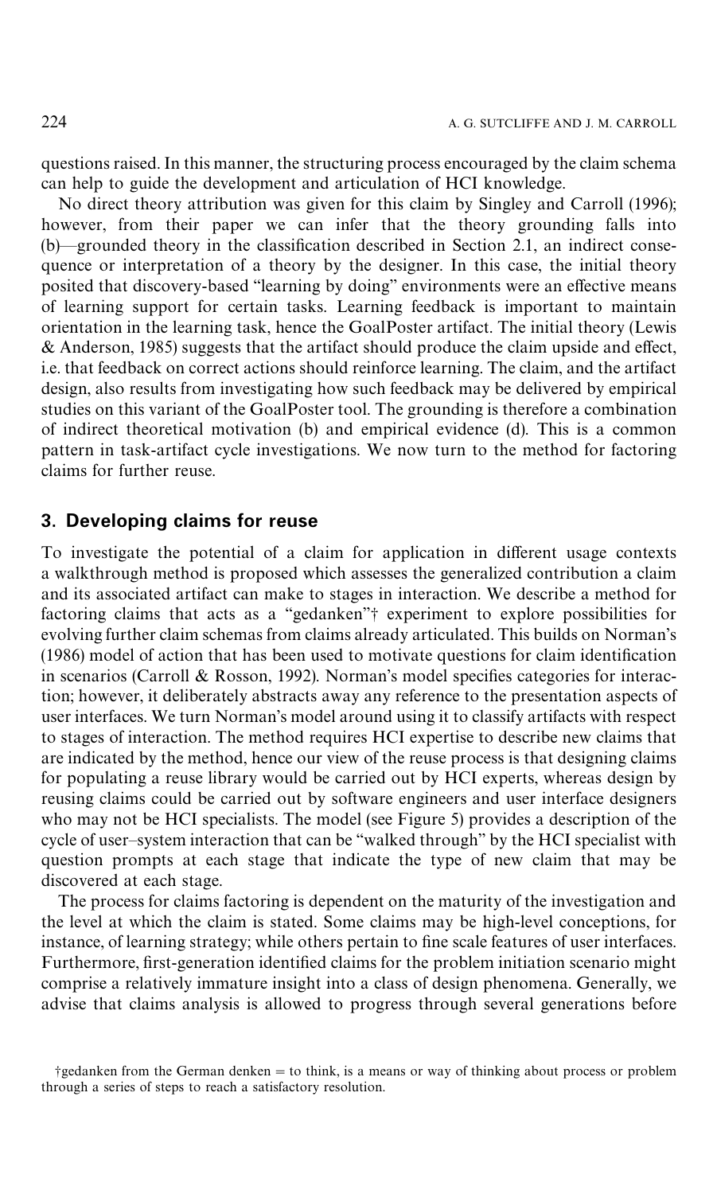questions raised. In this manner, the structuring process encouraged by the claim schema can help to guide the development and articulation of HCI knowledge.

No direct theory attribution was given for this claim by Singley and Carroll (1996); however, from their paper we can infer that the theory grounding falls into (b)—grounded theory in the classification described in Section 2.1, an indirect consequence or interpretation of a theory by the designer. In this case, the initial theory posited that discovery-based "learning by doing" environments were an effective means of learning support for certain tasks. Learning feedback is important to maintain orientation in the learning task, hence the GoalPoster artifact. The initial theory (Lewis & Anderson, 1985) suggests that the artifact should produce the claim upside and effect, i.e. that feedback on correct actions should reinforce learning. The claim, and the artifact design, also results from investigating how such feedback may be delivered by empirical studies on this variant of the GoalPoster tool. The grounding is therefore a combination of indirect theoretical motivation (b) and empirical evidence (d). This is a common pattern in task-artifact cycle investigations. We now turn to the method for factoring claims for further reuse.

## 3. Developing claims for reuse

To investigate the potential of a claim for application in different usage contexts a walkthrough method is proposed which assesses the generalized contribution a claim and its associated artifact can make to stages in interaction. We describe a method for factoring claims that acts as a "gedanken"† experiment to explore possibilities for evolving further claim schemas from claims already articulated. This builds on Norman's (1986) model of action that has been used to motivate questions for claim identification in scenarios (Carroll & Rosson, 1992). Norman's model specifies categories for interaction; however, it deliberately abstracts away any reference to the presentation aspects of user interfaces. We turn Norman's model around using it to classify artifacts with respect to stages of interaction. The method requires HCI expertise to describe new claims that are indicated by the method, hence our view of the reuse process is that designing claims for populating a reuse library would be carried out by HCI experts, whereas design by reusing claims could be carried out by software engineers and user interface designers who may not be HCI specialists. The model (see Figure 5) provides a description of the cycle of user–system interaction that can be "walked through" by the HCI specialist with question prompts at each stage that indicate the type of new claim that may be discovered at each stage.

The process for claims factoring is dependent on the maturity of the investigation and the level at which the claim is stated. Some claims may be high-level conceptions, for instance, of learning strategy; while others pertain to fine scale features of user interfaces. Furthermore, first-generation identified claims for the problem initiation scenario might comprise a relatively immature insight into a class of design phenomena. Generally, we advise that claims analysis is allowed to progress through several generations before

†gedanken from the German denken = to think, is a means or way of thinking about process or problem through a series of steps to reach a satisfactory resolution.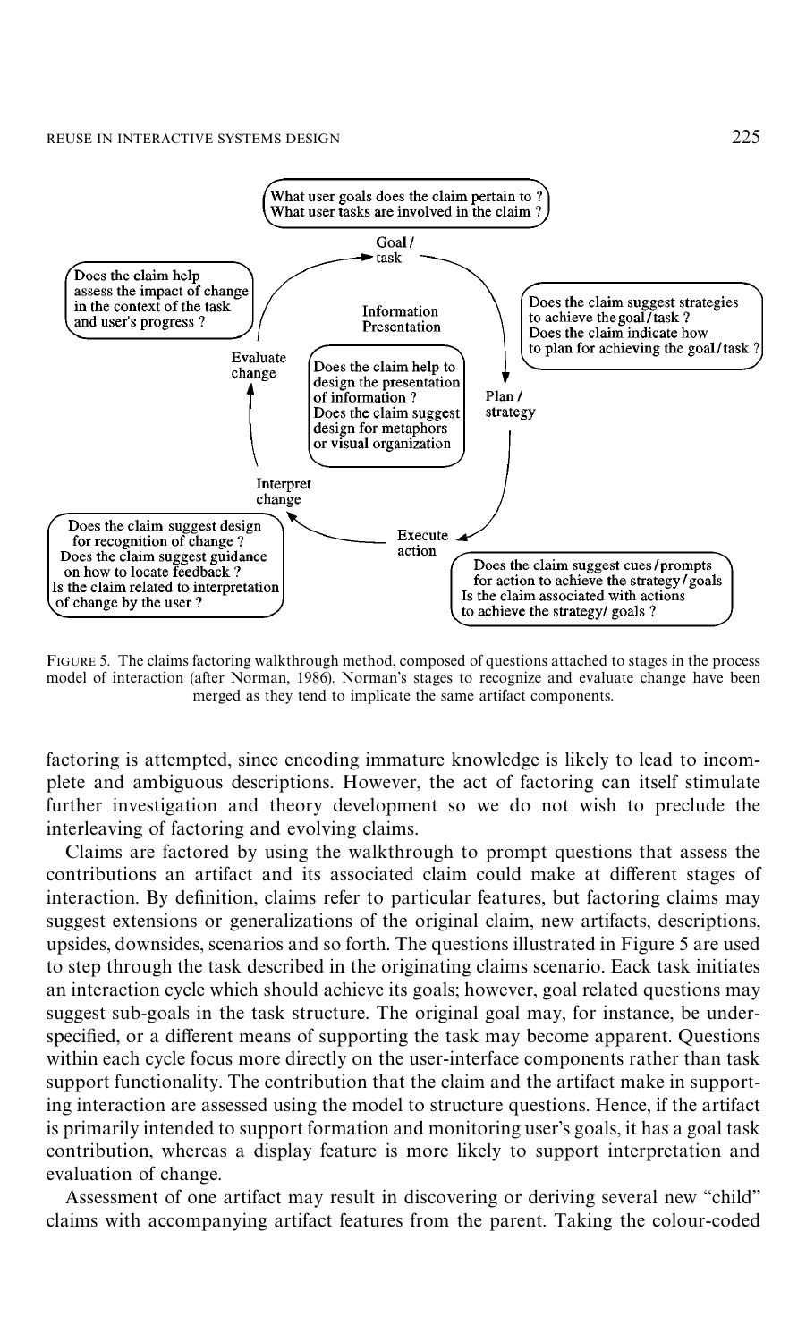What user goals does the claim pertain to ?
What user tasks are involved in the claim ?

Goal / task

Does the claim suggest strategies to achieve the goal/task ?
Does the claim indicate how to plan for achieving the goal/task ?

Plan / strategy

Does the claim help assess the impact of change in the context of the task and user's progress ?

Evaluate change

Information Presentation

Does the claim help to design the presentation of information ?
Does the claim suggest design for metaphors or visual organization

Interpret change

Execute action

Does the claim suggest design for recognition of change ?
Does the claim suggest guidance on how to locate feedback ?
Is the claim related to interpretation of change by the user ?

Does the claim suggest cues/prompts for action to achieve the strategy/goals
Is the claim associated with actions to achieve the strategy/ goals ?

FIGURE 5. The claims factoring walkthrough method, composed of questions attached to stages in the process model of interaction (after Norman, 1986). Norman's stages to recognize and evaluate change have been merged as they tend to implicate the same artifact components.

factoring is attempted, since encoding immature knowledge is likely to lead to incomplete and ambiguous descriptions. However, the act of factoring can itself stimulate further investigation and theory development so we do not wish to preclude the interleaving of factoring and evolving claims.

Claims are factored by using the walkthrough to prompt questions that assess the contributions an artifact and its associated claim could make at different stages of interaction. By definition, claims refer to particular features, but factoring claims may suggest extensions or generalizations of the original claim, new artifacts, descriptions, upsides, downsides, scenarios and so forth. The questions illustrated in Figure 5 are used to step through the task described in the originating claims scenario. Each task initiates an interaction cycle which should achieve its goals; however, goal related questions may suggest sub-goals in the task structure. The original goal may, for instance, be underspecified, or a different means of supporting the task may become apparent. Questions within each cycle focus more directly on the user-interface components rather than task support functionality. The contribution that the claim and the artifact make in supporting interaction are assessed using the model to structure questions. Hence, if the artifact is primarily intended to support formation and monitoring user's goals, it has a goal task contribution, whereas a display feature is more likely to support interpretation and evaluation of change.

Assessment of one artifact may result in discovering or deriving several new "child" claims with accompanying artifact features from the parent. Taking the colour-coded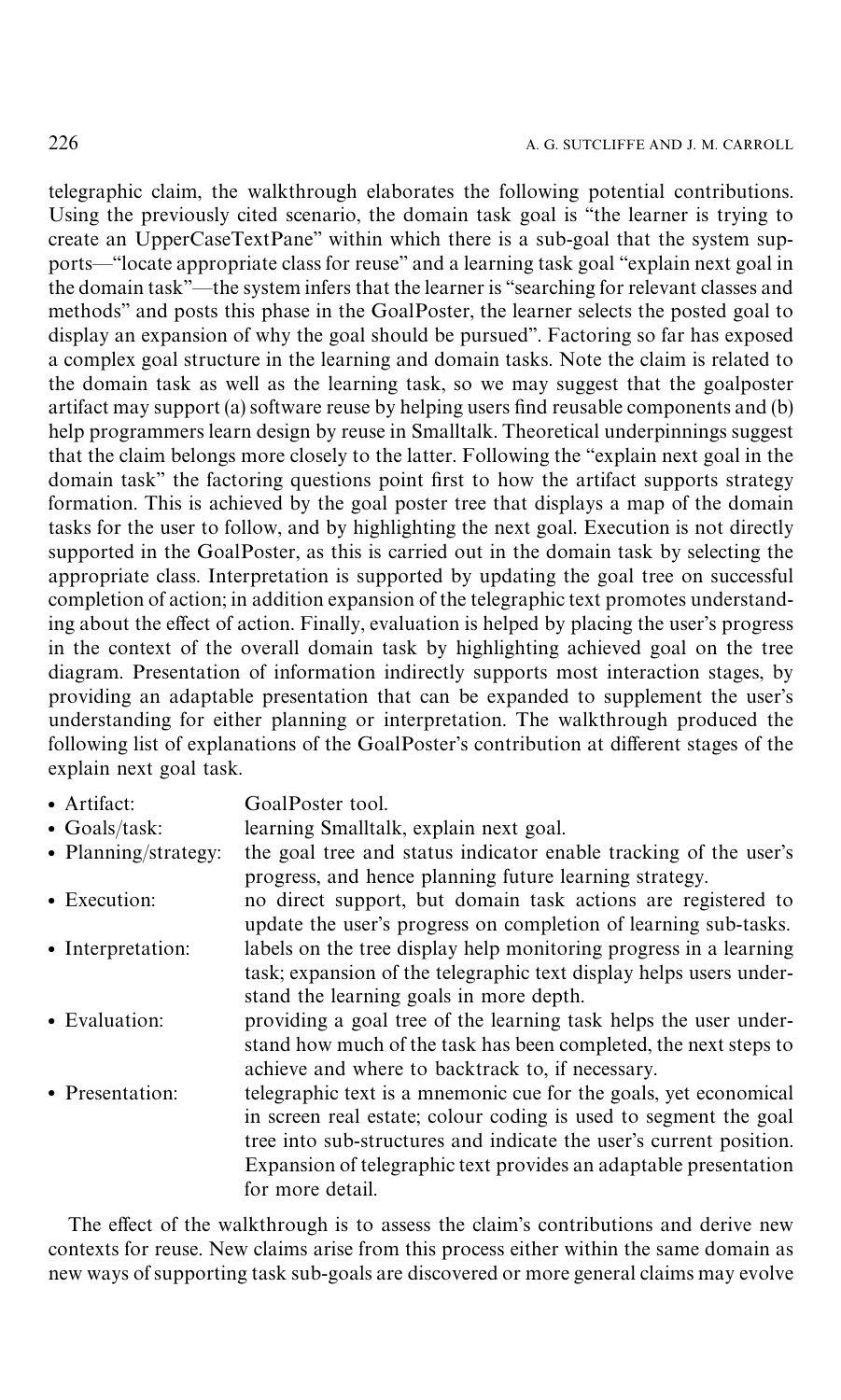telegraphic claim, the walkthrough elaborates the following potential contributions. Using the previously cited scenario, the domain task goal is "the learner is trying to create an UpperCaseTextPane" within which there is a sub-goal that the system supports—"locate appropriate class for reuse" and a learning task goal "explain next goal in the domain task"—the system infers that the learner is "searching for relevant classes and methods" and posts this phase in the GoalPoster, the learner selects the posted goal to display an expansion of why the goal should be pursued". Factoring so far has exposed a complex goal structure in the learning and domain tasks. Note the claim is related to the domain task as well as the learning task, so we may suggest that the goalposter artifact may support (a) software reuse by helping users find reusable components and (b) help programmers learn design by reuse in Smalltalk. Theoretical underpinnings suggest that the claim belongs more closely to the latter. Following the "explain next goal in the domain task" the factoring questions point first to how the artifact supports strategy formation. This is achieved by the goal poster tree that displays a map of the domain tasks for the user to follow, and by highlighting the next goal. Execution is not directly supported in the GoalPoster, as this is carried out in the domain task by selecting the appropriate class. Interpretation is supported by updating the goal tree on successful completion of action; in addition expansion of the telegraphic text promotes understanding about the effect of action. Finally, evaluation is helped by placing the user's progress in the context of the overall domain task by highlighting achieved goal on the tree diagram. Presentation of information indirectly supports most interaction stages, by providing an adaptable presentation that can be expanded to supplement the user's understanding for either planning or interpretation. The walkthrough produced the following list of explanations of the GoalPoster's contribution at different stages of the explain next goal task.

- Artifact: GoalPoster tool.
- Goals/task: learning Smalltalk, explain next goal.
- Planning/strategy: the goal tree and status indicator enable tracking of the user's progress, and hence planning future learning strategy.
- Execution: no direct support, but domain task actions are registered to update the user's progress on completion of learning sub-tasks.
- Interpretation: labels on the tree display help monitoring progress in a learning task; expansion of the telegraphic text display helps users understand the learning goals in more depth.
- Evaluation: providing a goal tree of the learning task helps the user understand how much of the task has been completed, the next steps to achieve and where to backtrack to, if necessary.
- Presentation: telegraphic text is a mnemonic cue for the goals, yet economical in screen real estate; colour coding is used to segment the goal tree into sub-structures and indicate the user's current position. Expansion of telegraphic text provides an adaptable presentation for more detail.

The effect of the walkthrough is to assess the claim's contributions and derive new contexts for reuse. New claims arise from this process either within the same domain as new ways of supporting task sub-goals are discovered or more general claims may evolve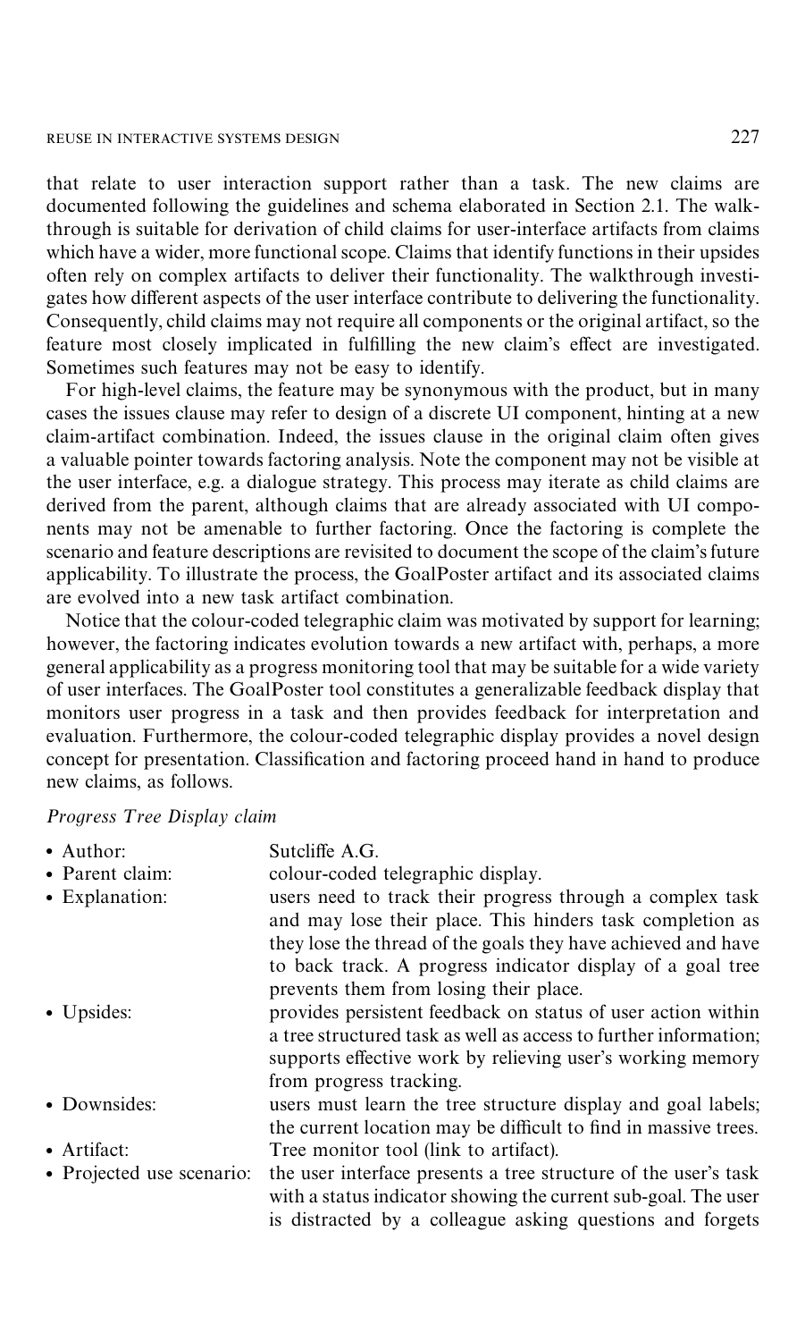that relate to user interaction support rather than a task. The new claims are documented following the guidelines and schema elaborated in Section 2.1. The walkthrough is suitable for derivation of child claims for user-interface artifacts from claims which have a wider, more functional scope. Claims that identify functions in their upsides often rely on complex artifacts to deliver their functionality. The walkthrough investigates how different aspects of the user interface contribute to delivering the functionality. Consequently, child claims may not require all components or the original artifact, so the feature most closely implicated in fulfilling the new claim's effect are investigated. Sometimes such features may not be easy to identify.

For high-level claims, the feature may be synonymous with the product, but in many cases the issues clause may refer to design of a discrete UI component, hinting at a new claim-artifact combination. Indeed, the issues clause in the original claim often gives a valuable pointer towards factoring analysis. Note the component may not be visible at the user interface, e.g. a dialogue strategy. This process may iterate as child claims are derived from the parent, although claims that are already associated with UI components may not be amenable to further factoring. Once the factoring is complete the scenario and feature descriptions are revisited to document the scope of the claim's future applicability. To illustrate the process, the GoalPoster artifact and its associated claims are evolved into a new task artifact combination.

Notice that the colour-coded telegraphic claim was motivated by support for learning; however, the factoring indicates evolution towards a new artifact with, perhaps, a more general applicability as a progress monitoring tool that may be suitable for a wide variety of user interfaces. The GoalPoster tool constitutes a generalizable feedback display that monitors user progress in a task and then provides feedback for interpretation and evaluation. Furthermore, the colour-coded telegraphic display provides a novel design concept for presentation. Classification and factoring proceed hand in hand to produce new claims, as follows.

*Progress Tree Display claim*

- Author: Sutcliffe A.G.
- Parent claim: colour-coded telegraphic display.
- Explanation: users need to track their progress through a complex task and may lose their place. This hinders task completion as they lose the thread of the goals they have achieved and have to back track. A progress indicator display of a goal tree prevents them from losing their place.
- Upsides: provides persistent feedback on status of user action within a tree structured task as well as access to further information; supports effective work by relieving user's working memory from progress tracking.
- Downsides: users must learn the tree structure display and goal labels; the current location may be difficult to find in massive trees.
- Artifact: Tree monitor tool (link to artifact).
- Projected use scenario: the user interface presents a tree structure of the user's task with a status indicator showing the current sub-goal. The user is distracted by a colleague asking questions and forgets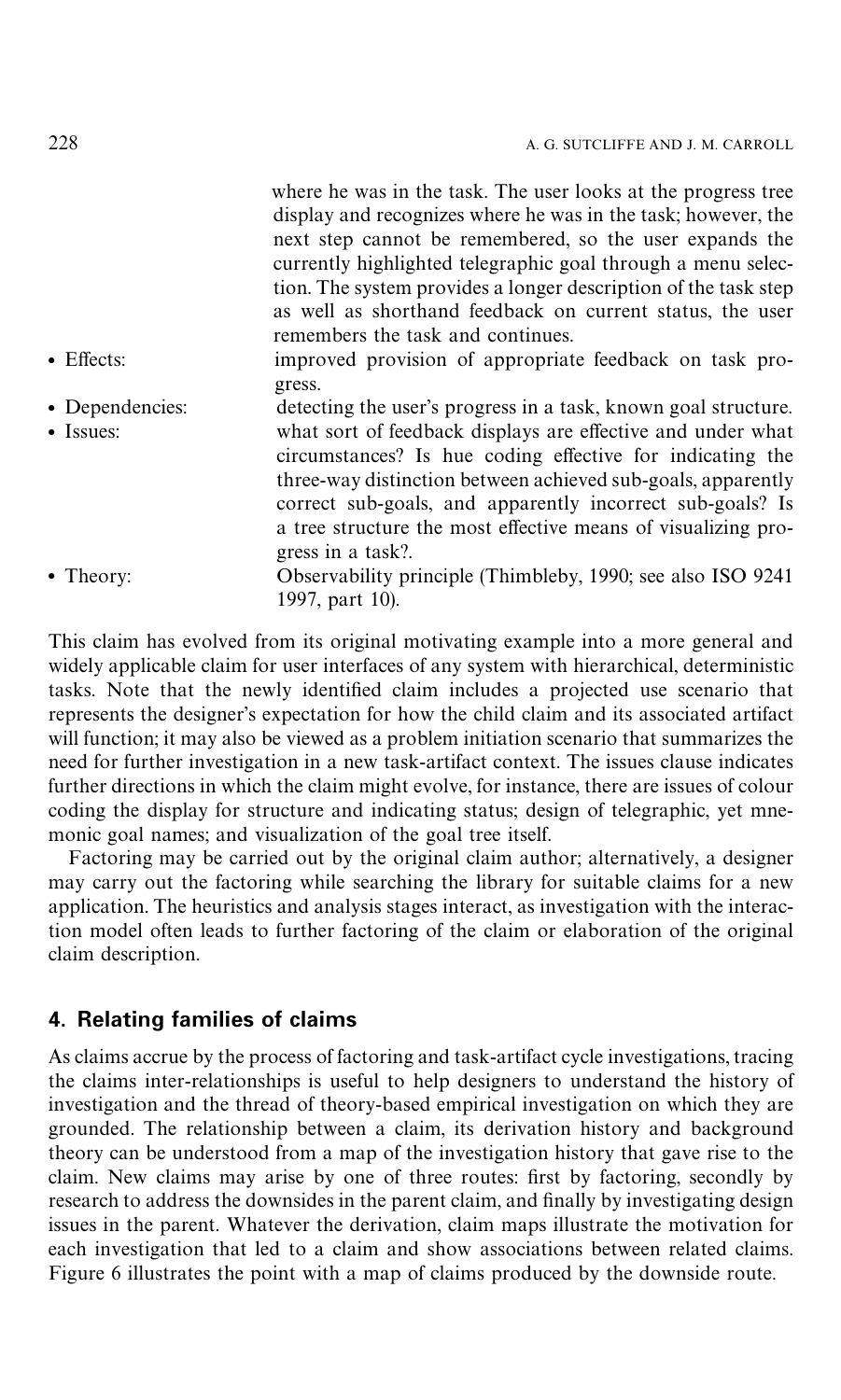where he was in the task. The user looks at the progress tree display and recognizes where he was in the task; however, the next step cannot be remembered, so the user expands the currently highlighted telegraphic goal through a menu selection. The system provides a longer description of the task step as well as shorthand feedback on current status, the user remembers the task and continues.

- Effects: improved provision of appropriate feedback on task progress.
- Dependencies: detecting the user's progress in a task, known goal structure.
- Issues: what sort of feedback displays are effective and under what circumstances? Is hue coding effective for indicating the three-way distinction between achieved sub-goals, apparently correct sub-goals, and apparently incorrect sub-goals? Is a tree structure the most effective means of visualizing progress in a task?.
- Theory: Observability principle (Thimbleby, 1990; see also ISO 9241 1997, part 10).

This claim has evolved from its original motivating example into a more general and widely applicable claim for user interfaces of any system with hierarchical, deterministic tasks. Note that the newly identified claim includes a projected use scenario that represents the designer's expectation for how the child claim and its associated artifact will function; it may also be viewed as a problem initiation scenario that summarizes the need for further investigation in a new task-artifact context. The issues clause indicates further directions in which the claim might evolve, for instance, there are issues of colour coding the display for structure and indicating status; design of telegraphic, yet mnemonic goal names; and visualization of the goal tree itself.

Factoring may be carried out by the original claim author; alternatively, a designer may carry out the factoring while searching the library for suitable claims for a new application. The heuristics and analysis stages interact, as investigation with the interaction model often leads to further factoring of the claim or elaboration of the original claim description.

## 4. Relating families of claims

As claims accrue by the process of factoring and task-artifact cycle investigations, tracing the claims inter-relationships is useful to help designers to understand the history of investigation and the thread of theory-based empirical investigation on which they are grounded. The relationship between a claim, its derivation history and background theory can be understood from a map of the investigation history that gave rise to the claim. New claims may arise by one of three routes: first by factoring, secondly by research to address the downsides in the parent claim, and finally by investigating design issues in the parent. Whatever the derivation, claim maps illustrate the motivation for each investigation that led to a claim and show associations between related claims. Figure 6 illustrates the point with a map of claims produced by the downside route.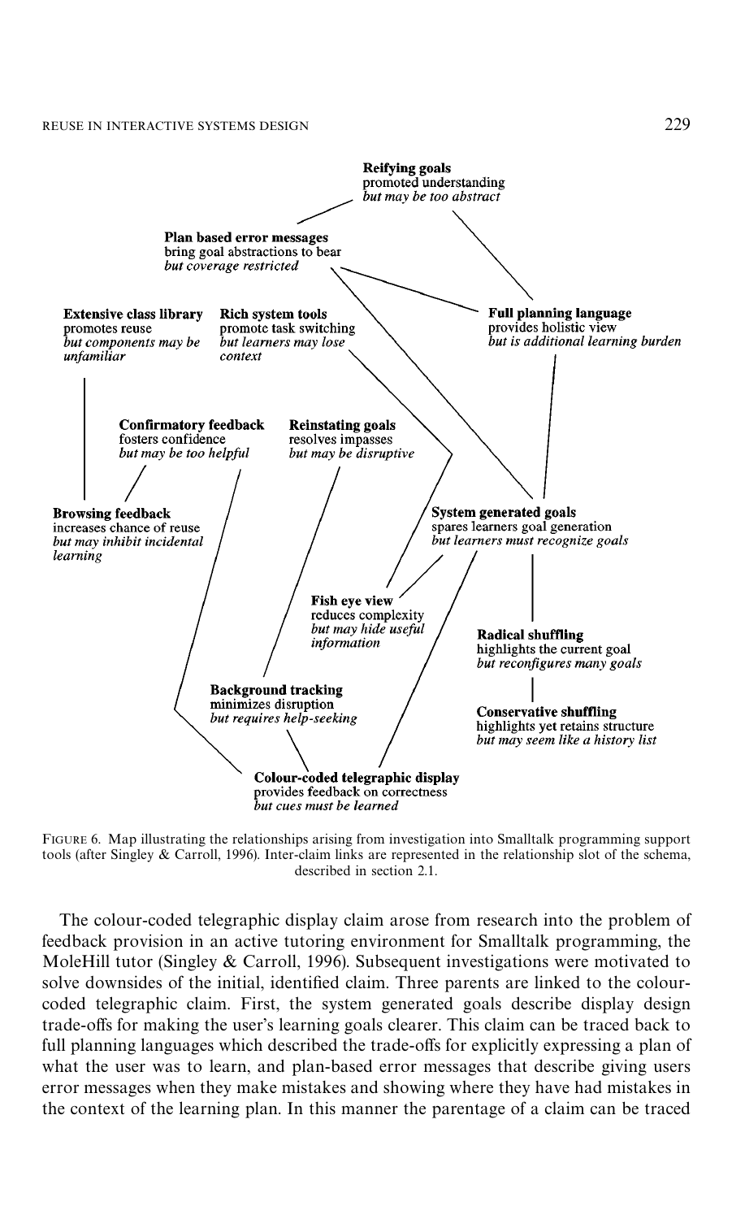**Reifying goals**
promoted understanding
*but may be too abstract*

**Plan based error messages**
bring goal abstractions to bear
*but coverage restricted*

**Extensive class library**
promotes reuse
*but components may be unfamiliar*

**Rich system tools**
promote task switching
*but learners may lose context*

**Full planning language**
provides holistic view
*but is additional learning burden*

**Confirmatory feedback**
fosters confidence
*but may be too helpful*

**Reinstating goals**
resolves impasses
*but may be disruptive*

**Browsing feedback**
increases chance of reuse
*but may inhibit incidental learning*

**System generated goals**
spares learners goal generation
*but learners must recognize goals*

**Fish eye view**
reduces complexity
*but may hide useful information*

**Radical shuffling**
highlights the current goal
*but reconfigures many goals*

**Background tracking**
minimizes disruption
*but requires help-seeking*

**Conservative shuffling**
highlights yet retains structure
*but may seem like a history list*

**Colour-coded telegraphic display**
provides feedback on correctness
*but cues must be learned*

FIGURE 6. Map illustrating the relationships arising from investigation into Smalltalk programming support tools (after Singley & Carroll, 1996). Inter-claim links are represented in the relationship slot of the schema, described in section 2.1.

The colour-coded telegraphic display claim arose from research into the problem of feedback provision in an active tutoring environment for Smalltalk programming, the MoleHill tutor (Singley & Carroll, 1996). Subsequent investigations were motivated to solve downsides of the initial, identified claim. Three parents are linked to the colour-coded telegraphic claim. First, the system generated goals describe display design trade-offs for making the user's learning goals clearer. This claim can be traced back to full planning languages which described the trade-offs for explicitly expressing a plan of what the user was to learn, and plan-based error messages that describe giving users error messages when they make mistakes and showing where they have had mistakes in the context of the learning plan. In this manner the parentage of a claim can be traced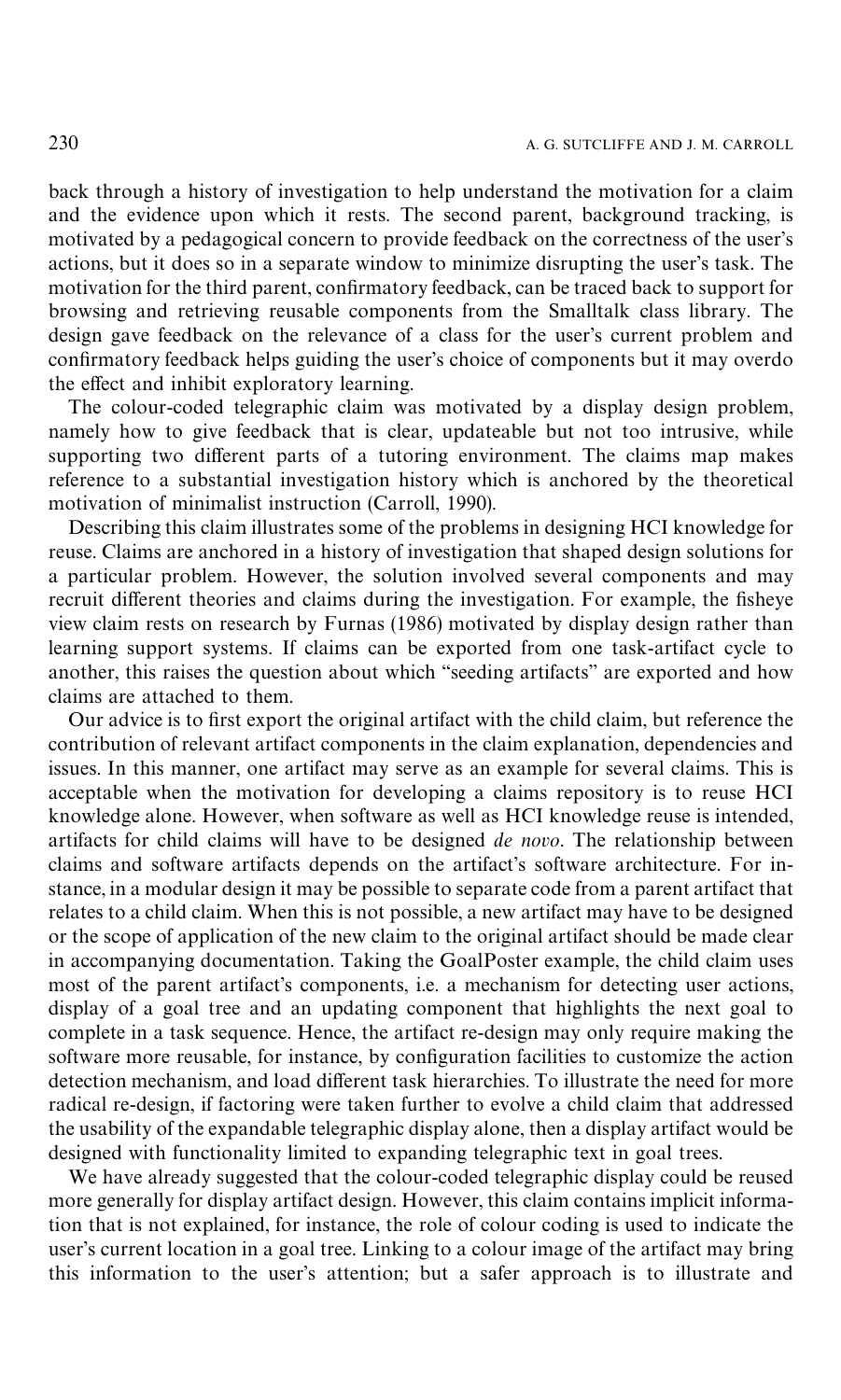back through a history of investigation to help understand the motivation for a claim and the evidence upon which it rests. The second parent, background tracking, is motivated by a pedagogical concern to provide feedback on the correctness of the user's actions, but it does so in a separate window to minimize disrupting the user's task. The motivation for the third parent, confirmatory feedback, can be traced back to support for browsing and retrieving reusable components from the Smalltalk class library. The design gave feedback on the relevance of a class for the user's current problem and confirmatory feedback helps guiding the user's choice of components but it may overdo the effect and inhibit exploratory learning.

The colour-coded telegraphic claim was motivated by a display design problem, namely how to give feedback that is clear, updateable but not too intrusive, while supporting two different parts of a tutoring environment. The claims map makes reference to a substantial investigation history which is anchored by the theoretical motivation of minimalist instruction (Carroll, 1990).

Describing this claim illustrates some of the problems in designing HCI knowledge for reuse. Claims are anchored in a history of investigation that shaped design solutions for a particular problem. However, the solution involved several components and may recruit different theories and claims during the investigation. For example, the fisheye view claim rests on research by Furnas (1986) motivated by display design rather than learning support systems. If claims can be exported from one task-artifact cycle to another, this raises the question about which "seeding artifacts" are exported and how claims are attached to them.

Our advice is to first export the original artifact with the child claim, but reference the contribution of relevant artifact components in the claim explanation, dependencies and issues. In this manner, one artifact may serve as an example for several claims. This is acceptable when the motivation for developing a claims repository is to reuse HCI knowledge alone. However, when software as well as HCI knowledge reuse is intended, artifacts for child claims will have to be designed *de novo*. The relationship between claims and software artifacts depends on the artifact's software architecture. For instance, in a modular design it may be possible to separate code from a parent artifact that relates to a child claim. When this is not possible, a new artifact may have to be designed or the scope of application of the new claim to the original artifact should be made clear in accompanying documentation. Taking the GoalPoster example, the child claim uses most of the parent artifact's components, i.e. a mechanism for detecting user actions, display of a goal tree and an updating component that highlights the next goal to complete in a task sequence. Hence, the artifact re-design may only require making the software more reusable, for instance, by configuration facilities to customize the action detection mechanism, and load different task hierarchies. To illustrate the need for more radical re-design, if factoring were taken further to evolve a child claim that addressed the usability of the expandable telegraphic display alone, then a display artifact would be designed with functionality limited to expanding telegraphic text in goal trees.

We have already suggested that the colour-coded telegraphic display could be reused more generally for display artifact design. However, this claim contains implicit information that is not explained, for instance, the role of colour coding is used to indicate the user's current location in a goal tree. Linking to a colour image of the artifact may bring this information to the user's attention; but a safer approach is to illustrate and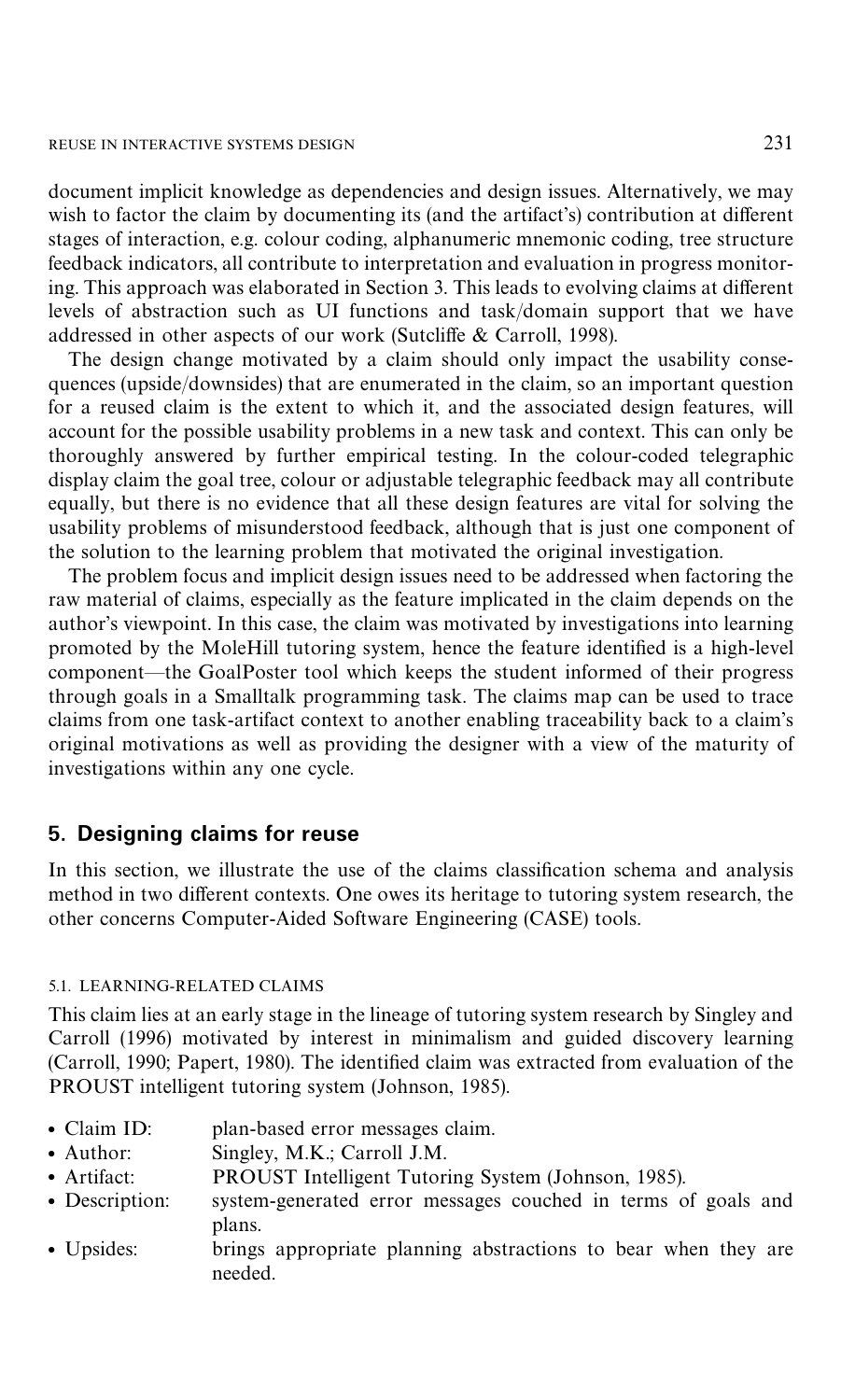document implicit knowledge as dependencies and design issues. Alternatively, we may wish to factor the claim by documenting its (and the artifact's) contribution at different stages of interaction, e.g. colour coding, alphanumeric mnemonic coding, tree structure feedback indicators, all contribute to interpretation and evaluation in progress monitoring. This approach was elaborated in Section 3. This leads to evolving claims at different levels of abstraction such as UI functions and task/domain support that we have addressed in other aspects of our work (Sutcliffe & Carroll, 1998).

The design change motivated by a claim should only impact the usability consequences (upside/downsides) that are enumerated in the claim, so an important question for a reused claim is the extent to which it, and the associated design features, will account for the possible usability problems in a new task and context. This can only be thoroughly answered by further empirical testing. In the colour-coded telegraphic display claim the goal tree, colour or adjustable telegraphic feedback may all contribute equally, but there is no evidence that all these design features are vital for solving the usability problems of misunderstood feedback, although that is just one component of the solution to the learning problem that motivated the original investigation.

The problem focus and implicit design issues need to be addressed when factoring the raw material of claims, especially as the feature implicated in the claim depends on the author's viewpoint. In this case, the claim was motivated by investigations into learning promoted by the MoleHill tutoring system, hence the feature identified is a high-level component—the GoalPoster tool which keeps the student informed of their progress through goals in a Smalltalk programming task. The claims map can be used to trace claims from one task-artifact context to another enabling traceability back to a claim's original motivations as well as providing the designer with a view of the maturity of investigations within any one cycle.

## 5. Designing claims for reuse

In this section, we illustrate the use of the claims classification schema and analysis method in two different contexts. One owes its heritage to tutoring system research, the other concerns Computer-Aided Software Engineering (CASE) tools.

### 5.1. LEARNING-RELATED CLAIMS

This claim lies at an early stage in the lineage of tutoring system research by Singley and Carroll (1996) motivated by interest in minimalism and guided discovery learning (Carroll, 1990; Papert, 1980). The identified claim was extracted from evaluation of the PROUST intelligent tutoring system (Johnson, 1985).

- Claim ID: plan-based error messages claim.
- Author: Singley, M.K.; Carroll J.M.
- Artifact: PROUST Intelligent Tutoring System (Johnson, 1985).
- Description: system-generated error messages couched in terms of goals and plans.
- Upsides: brings appropriate planning abstractions to bear when they are needed.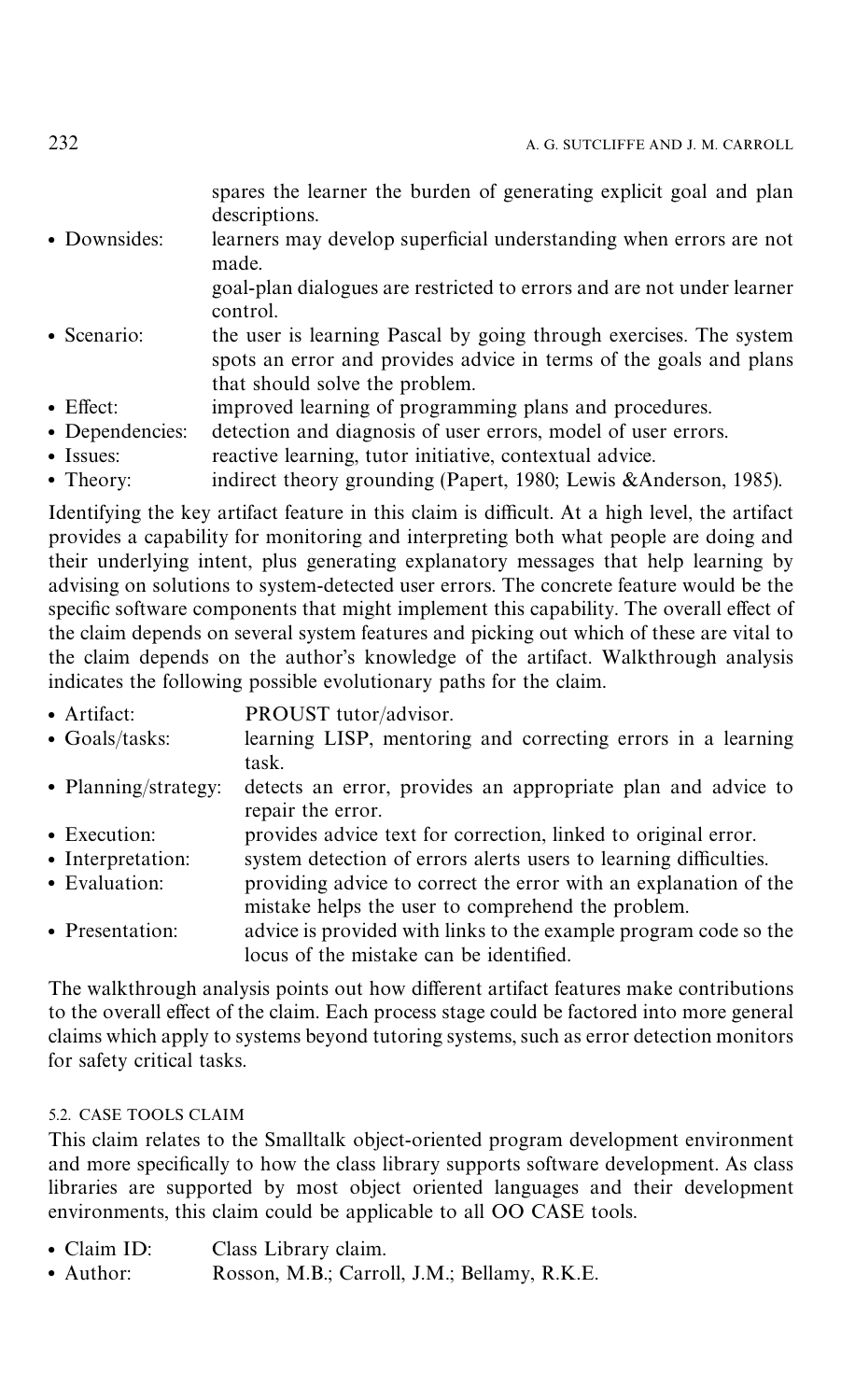spares the learner the burden of generating explicit goal and plan descriptions.

- Downsides: learners may develop superficial understanding when errors are not made.
  goal-plan dialogues are restricted to errors and are not under learner control.
- Scenario: the user is learning Pascal by going through exercises. The system spots an error and provides advice in terms of the goals and plans that should solve the problem.
- Effect: improved learning of programming plans and procedures.
- Dependencies: detection and diagnosis of user errors, model of user errors.
- Issues: reactive learning, tutor initiative, contextual advice.
- Theory: indirect theory grounding (Papert, 1980; Lewis &Anderson, 1985).

Identifying the key artifact feature in this claim is difficult. At a high level, the artifact provides a capability for monitoring and interpreting both what people are doing and their underlying intent, plus generating explanatory messages that help learning by advising on solutions to system-detected user errors. The concrete feature would be the specific software components that might implement this capability. The overall effect of the claim depends on several system features and picking out which of these are vital to the claim depends on the author's knowledge of the artifact. Walkthrough analysis indicates the following possible evolutionary paths for the claim.

- Artifact: PROUST tutor/advisor.
- Goals/tasks: learning LISP, mentoring and correcting errors in a learning task.
- Planning/strategy: detects an error, provides an appropriate plan and advice to repair the error.
- Execution: provides advice text for correction, linked to original error.
- Interpretation: system detection of errors alerts users to learning difficulties.
- Evaluation: providing advice to correct the error with an explanation of the mistake helps the user to comprehend the problem.
- Presentation: advice is provided with links to the example program code so the locus of the mistake can be identified.

The walkthrough analysis points out how different artifact features make contributions to the overall effect of the claim. Each process stage could be factored into more general claims which apply to systems beyond tutoring systems, such as error detection monitors for safety critical tasks.

### 5.2. CASE TOOLS CLAIM

This claim relates to the Smalltalk object-oriented program development environment and more specifically to how the class library supports software development. As class libraries are supported by most object oriented languages and their development environments, this claim could be applicable to all OO CASE tools.

- Claim ID: Class Library claim.
- Author: Rosson, M.B.; Carroll, J.M.; Bellamy, R.K.E.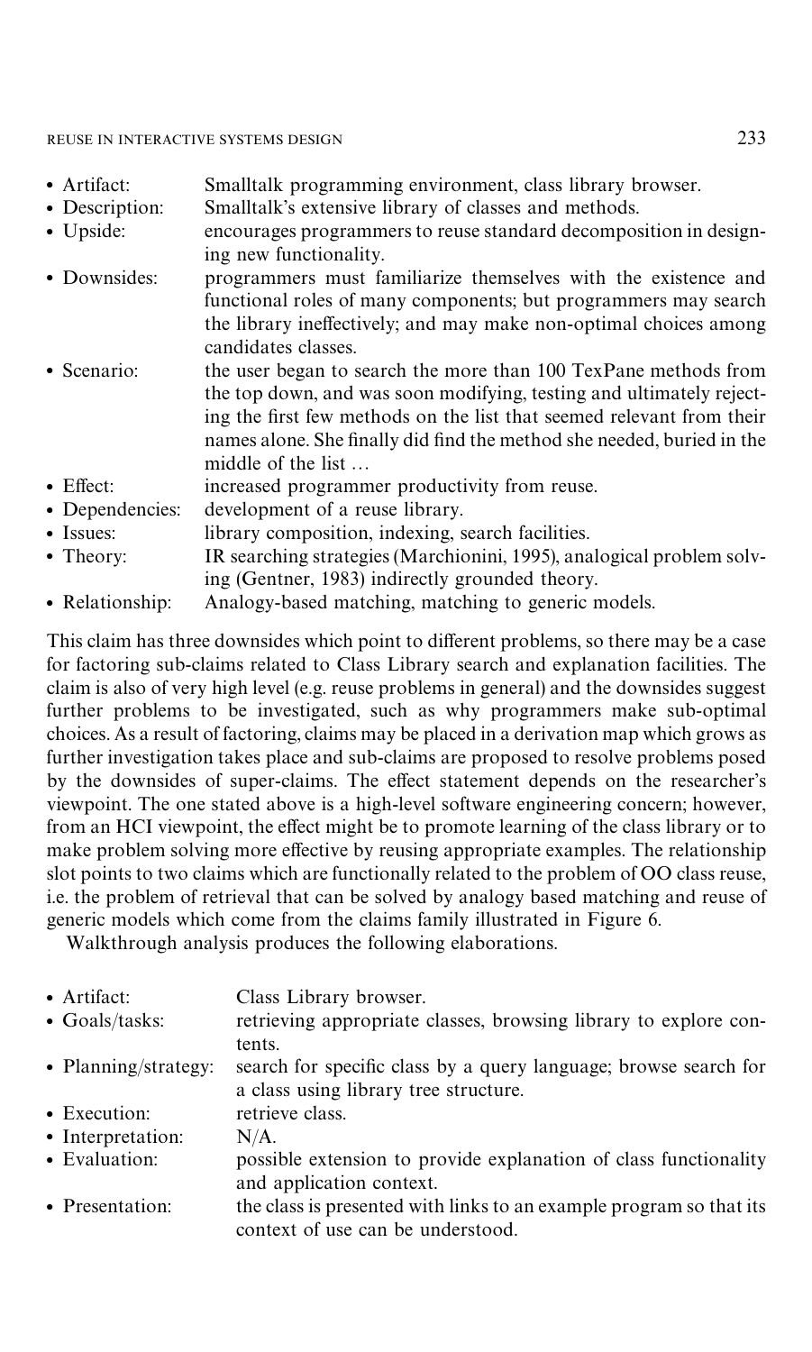- Artifact: Smalltalk programming environment, class library browser.
- Description: Smalltalk's extensive library of classes and methods.
- Upside: encourages programmers to reuse standard decomposition in designing new functionality.
- Downsides: programmers must familiarize themselves with the existence and functional roles of many components; but programmers may search the library ineffectively; and may make non-optimal choices among candidates classes.
- Scenario: the user began to search the more than 100 TexPane methods from the top down, and was soon modifying, testing and ultimately rejecting the first few methods on the list that seemed relevant from their names alone. She finally did find the method she needed, buried in the middle of the list …
- Effect: increased programmer productivity from reuse.
- Dependencies: development of a reuse library.
- Issues: library composition, indexing, search facilities.
- Theory: IR searching strategies (Marchionini, 1995), analogical problem solving (Gentner, 1983) indirectly grounded theory.
- Relationship: Analogy-based matching, matching to generic models.

This claim has three downsides which point to different problems, so there may be a case for factoring sub-claims related to Class Library search and explanation facilities. The claim is also of very high level (e.g. reuse problems in general) and the downsides suggest further problems to be investigated, such as why programmers make sub-optimal choices. As a result of factoring, claims may be placed in a derivation map which grows as further investigation takes place and sub-claims are proposed to resolve problems posed by the downsides of super-claims. The effect statement depends on the researcher's viewpoint. The one stated above is a high-level software engineering concern; however, from an HCI viewpoint, the effect might be to promote learning of the class library or to make problem solving more effective by reusing appropriate examples. The relationship slot points to two claims which are functionally related to the problem of OO class reuse, i.e. the problem of retrieval that can be solved by analogy based matching and reuse of generic models which come from the claims family illustrated in Figure 6.

Walkthrough analysis produces the following elaborations.

- Artifact: Class Library browser.
- Goals/tasks: retrieving appropriate classes, browsing library to explore contents.
- Planning/strategy: search for specific class by a query language; browse search for a class using library tree structure.
- Execution: retrieve class.
- Interpretation: N/A.
- Evaluation: possible extension to provide explanation of class functionality and application context.
- Presentation: the class is presented with links to an example program so that its context of use can be understood.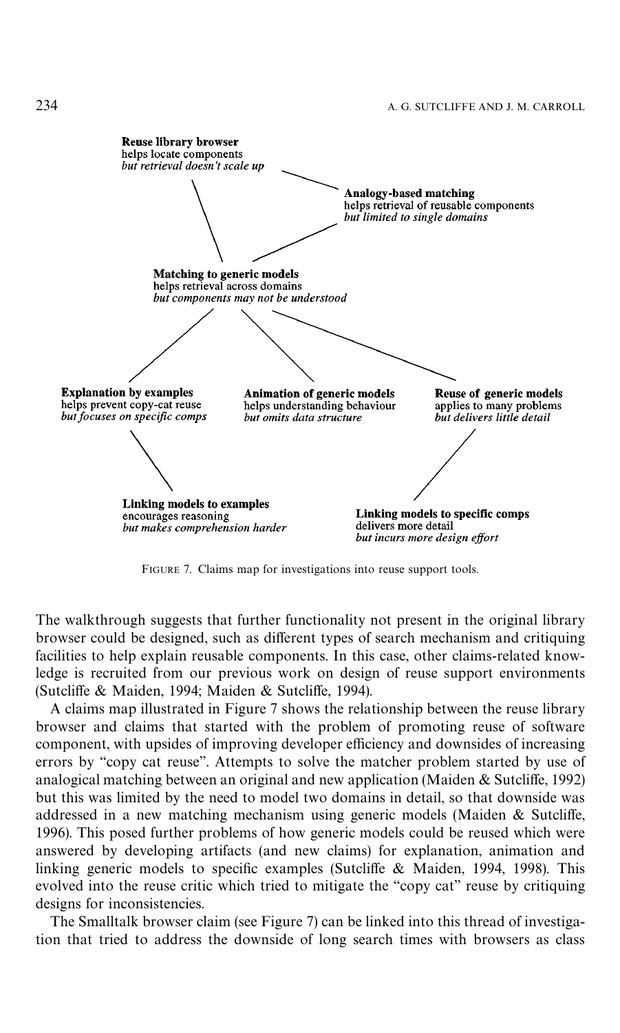**Reuse library browser**
helps locate components
*but retrieval doesn't scale up*

**Analogy-based matching**
helps retrieval of reusable components
*but limited to single domains*

**Matching to generic models**
helps retrieval across domains
*but components may not be understood*

**Explanation by examples**
helps prevent copy-cat reuse
*but focuses on specific comps*

**Animation of generic models**
helps understanding behaviour
*but omits data structure*

**Reuse of generic models**
applies to many problems
*but delivers little detail*

**Linking models to examples**
encourages reasoning
*but makes comprehension harder*

**Linking models to specific comps**
delivers more detail
*but incurs more design effort*

FIGURE 7. Claims map for investigations into reuse support tools.

The walkthrough suggests that further functionality not present in the original library browser could be designed, such as different types of search mechanism and critiquing facilities to help explain reusable components. In this case, other claims-related knowledge is recruited from our previous work on design of reuse support environments (Sutcliffe & Maiden, 1994; Maiden & Sutcliffe, 1994).

A claims map illustrated in Figure 7 shows the relationship between the reuse library browser and claims that started with the problem of promoting reuse of software component, with upsides of improving developer efficiency and downsides of increasing errors by "copy cat reuse". Attempts to solve the matcher problem started by use of analogical matching between an original and new application (Maiden & Sutcliffe, 1992) but this was limited by the need to model two domains in detail, so that downside was addressed in a new matching mechanism using generic models (Maiden & Sutcliffe, 1996). This posed further problems of how generic models could be reused which were answered by developing artifacts (and new claims) for explanation, animation and linking generic models to specific examples (Sutcliffe & Maiden, 1994, 1998). This evolved into the reuse critic which tried to mitigate the "copy cat" reuse by critiquing designs for inconsistencies.

The Smalltalk browser claim (see Figure 7) can be linked into this thread of investigation that tried to address the downside of long search times with browsers as class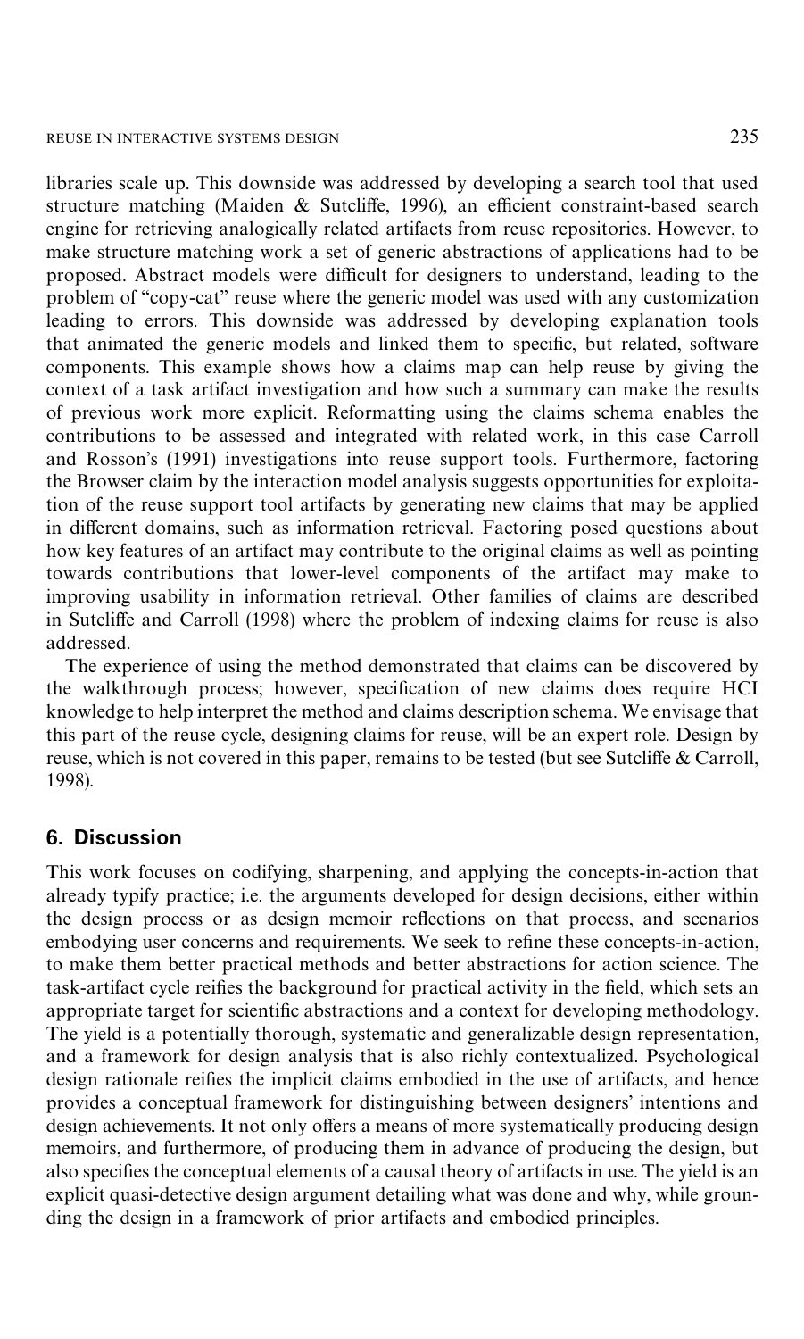libraries scale up. This downside was addressed by developing a search tool that used structure matching (Maiden & Sutcliffe, 1996), an efficient constraint-based search engine for retrieving analogically related artifacts from reuse repositories. However, to make structure matching work a set of generic abstractions of applications had to be proposed. Abstract models were difficult for designers to understand, leading to the problem of "copy-cat" reuse where the generic model was used with any customization leading to errors. This downside was addressed by developing explanation tools that animated the generic models and linked them to specific, but related, software components. This example shows how a claims map can help reuse by giving the context of a task artifact investigation and how such a summary can make the results of previous work more explicit. Reformatting using the claims schema enables the contributions to be assessed and integrated with related work, in this case Carroll and Rosson's (1991) investigations into reuse support tools. Furthermore, factoring the Browser claim by the interaction model analysis suggests opportunities for exploitation of the reuse support tool artifacts by generating new claims that may be applied in different domains, such as information retrieval. Factoring posed questions about how key features of an artifact may contribute to the original claims as well as pointing towards contributions that lower-level components of the artifact may make to improving usability in information retrieval. Other families of claims are described in Sutcliffe and Carroll (1998) where the problem of indexing claims for reuse is also addressed.

The experience of using the method demonstrated that claims can be discovered by the walkthrough process; however, specification of new claims does require HCI knowledge to help interpret the method and claims description schema. We envisage that this part of the reuse cycle, designing claims for reuse, will be an expert role. Design by reuse, which is not covered in this paper, remains to be tested (but see Sutcliffe & Carroll, 1998).

## 6. Discussion

This work focuses on codifying, sharpening, and applying the concepts-in-action that already typify practice; i.e. the arguments developed for design decisions, either within the design process or as design memoir reflections on that process, and scenarios embodying user concerns and requirements. We seek to refine these concepts-in-action, to make them better practical methods and better abstractions for action science. The task-artifact cycle reifies the background for practical activity in the field, which sets an appropriate target for scientific abstractions and a context for developing methodology. The yield is a potentially thorough, systematic and generalizable design representation, and a framework for design analysis that is also richly contextualized. Psychological design rationale reifies the implicit claims embodied in the use of artifacts, and hence provides a conceptual framework for distinguishing between designers' intentions and design achievements. It not only offers a means of more systematically producing design memoirs, and furthermore, of producing them in advance of producing the design, but also specifies the conceptual elements of a causal theory of artifacts in use. The yield is an explicit quasi-detective design argument detailing what was done and why, while grounding the design in a framework of prior artifacts and embodied principles.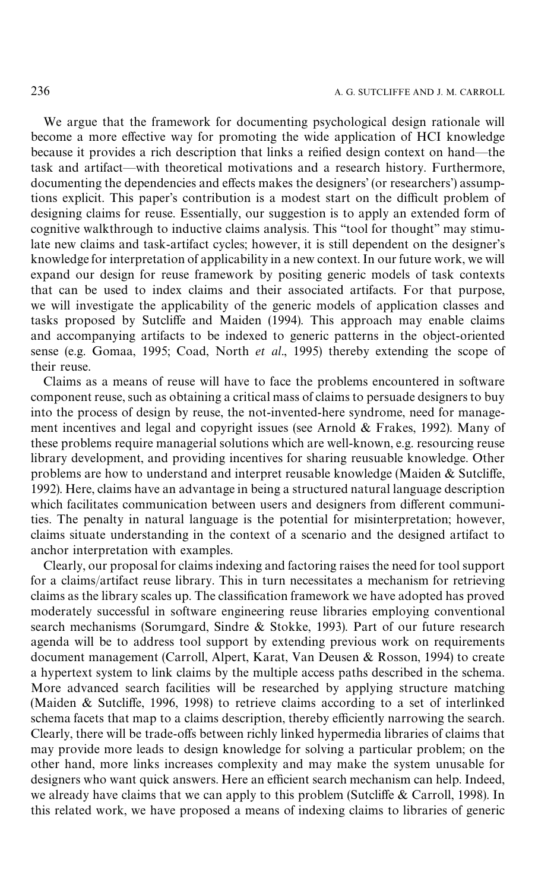We argue that the framework for documenting psychological design rationale will become a more effective way for promoting the wide application of HCI knowledge because it provides a rich description that links a reified design context on hand—the task and artifact—with theoretical motivations and a research history. Furthermore, documenting the dependencies and effects makes the designers' (or researchers') assumptions explicit. This paper's contribution is a modest start on the difficult problem of designing claims for reuse. Essentially, our suggestion is to apply an extended form of cognitive walkthrough to inductive claims analysis. This "tool for thought" may stimulate new claims and task-artifact cycles; however, it is still dependent on the designer's knowledge for interpretation of applicability in a new context. In our future work, we will expand our design for reuse framework by positing generic models of task contexts that can be used to index claims and their associated artifacts. For that purpose, we will investigate the applicability of the generic models of application classes and tasks proposed by Sutcliffe and Maiden (1994). This approach may enable claims and accompanying artifacts to be indexed to generic patterns in the object-oriented sense (e.g. Gomaa, 1995; Coad, North *et al*., 1995) thereby extending the scope of their reuse.

Claims as a means of reuse will have to face the problems encountered in software component reuse, such as obtaining a critical mass of claims to persuade designers to buy into the process of design by reuse, the not-invented-here syndrome, need for management incentives and legal and copyright issues (see Arnold & Frakes, 1992). Many of these problems require managerial solutions which are well-known, e.g. resourcing reuse library development, and providing incentives for sharing reusable knowledge. Other problems are how to understand and interpret reusable knowledge (Maiden & Sutcliffe, 1992). Here, claims have an advantage in being a structured natural language description which facilitates communication between users and designers from different communities. The penalty in natural language is the potential for misinterpretation; however, claims situate understanding in the context of a scenario and the designed artifact to anchor interpretation with examples.

Clearly, our proposal for claims indexing and factoring raises the need for tool support for a claims/artifact reuse library. This in turn necessitates a mechanism for retrieving claims as the library scales up. The classification framework we have adopted has proved moderately successful in software engineering reuse libraries employing conventional search mechanisms (Sorumgard, Sindre & Stokke, 1993). Part of our future research agenda will be to address tool support by extending previous work on requirements document management (Carroll, Alpert, Karat, Van Deusen & Rosson, 1994) to create a hypertext system to link claims by the multiple access paths described in the schema. More advanced search facilities will be researched by applying structure matching (Maiden & Sutcliffe, 1996, 1998) to retrieve claims according to a set of interlinked schema facets that map to a claims description, thereby efficiently narrowing the search. Clearly, there will be trade-offs between richly linked hypermedia libraries of claims that may provide more leads to design knowledge for solving a particular problem; on the other hand, more links increases complexity and may make the system unusable for designers who want quick answers. Here an efficient search mechanism can help. Indeed, we already have claims that we can apply to this problem (Sutcliffe & Carroll, 1998). In this related work, we have proposed a means of indexing claims to libraries of generic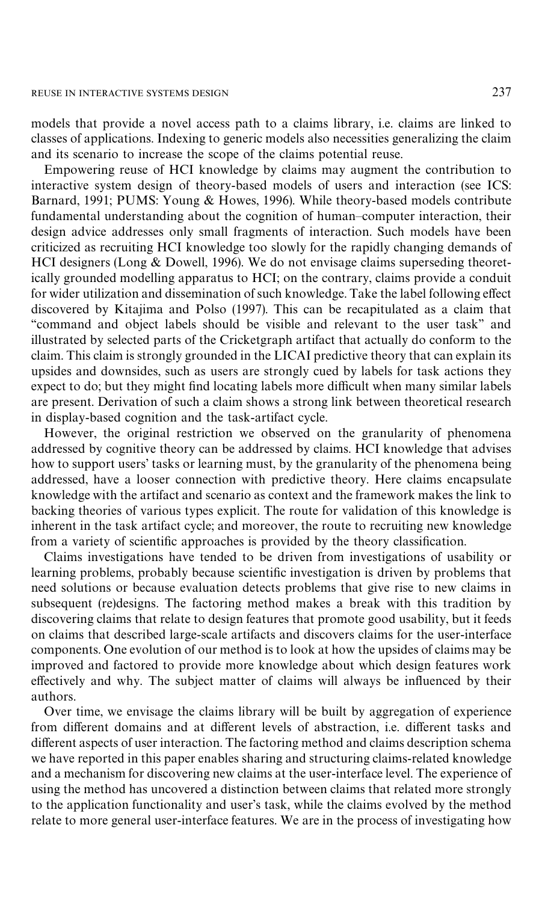models that provide a novel access path to a claims library, i.e. claims are linked to classes of applications. Indexing to generic models also necessities generalizing the claim and its scenario to increase the scope of the claims potential reuse.

Empowering reuse of HCI knowledge by claims may augment the contribution to interactive system design of theory-based models of users and interaction (see ICS: Barnard, 1991; PUMS: Young & Howes, 1996). While theory-based models contribute fundamental understanding about the cognition of human–computer interaction, their design advice addresses only small fragments of interaction. Such models have been criticized as recruiting HCI knowledge too slowly for the rapidly changing demands of HCI designers (Long & Dowell, 1996). We do not envisage claims superseding theoretically grounded modelling apparatus to HCI; on the contrary, claims provide a conduit for wider utilization and dissemination of such knowledge. Take the label following effect discovered by Kitajima and Polso (1997). This can be recapitulated as a claim that "command and object labels should be visible and relevant to the user task" and illustrated by selected parts of the Cricketgraph artifact that actually do conform to the claim. This claim is strongly grounded in the LICAI predictive theory that can explain its upsides and downsides, such as users are strongly cued by labels for task actions they expect to do; but they might find locating labels more difficult when many similar labels are present. Derivation of such a claim shows a strong link between theoretical research in display-based cognition and the task-artifact cycle.

However, the original restriction we observed on the granularity of phenomena addressed by cognitive theory can be addressed by claims. HCI knowledge that advises how to support users' tasks or learning must, by the granularity of the phenomena being addressed, have a looser connection with predictive theory. Here claims encapsulate knowledge with the artifact and scenario as context and the framework makes the link to backing theories of various types explicit. The route for validation of this knowledge is inherent in the task artifact cycle; and moreover, the route to recruiting new knowledge from a variety of scientific approaches is provided by the theory classification.

Claims investigations have tended to be driven from investigations of usability or learning problems, probably because scientific investigation is driven by problems that need solutions or because evaluation detects problems that give rise to new claims in subsequent (re)designs. The factoring method makes a break with this tradition by discovering claims that relate to design features that promote good usability, but it feeds on claims that described large-scale artifacts and discovers claims for the user-interface components. One evolution of our method is to look at how the upsides of claims may be improved and factored to provide more knowledge about which design features work effectively and why. The subject matter of claims will always be influenced by their authors.

Over time, we envisage the claims library will be built by aggregation of experience from different domains and at different levels of abstraction, i.e. different tasks and different aspects of user interaction. The factoring method and claims description schema we have reported in this paper enables sharing and structuring claims-related knowledge and a mechanism for discovering new claims at the user-interface level. The experience of using the method has uncovered a distinction between claims that related more strongly to the application functionality and user's task, while the claims evolved by the method relate to more general user-interface features. We are in the process of investigating how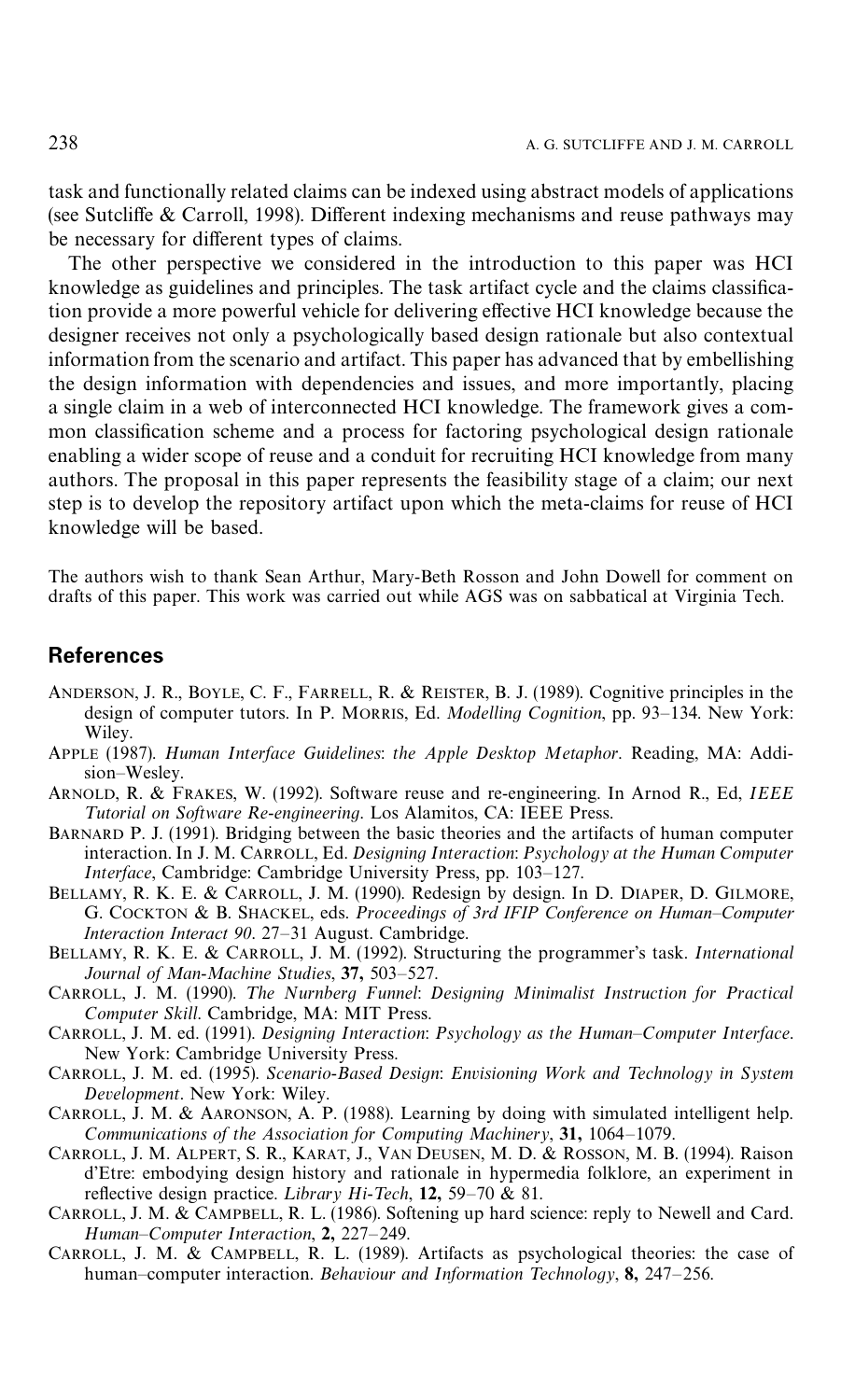task and functionally related claims can be indexed using abstract models of applications (see Sutcliffe & Carroll, 1998). Different indexing mechanisms and reuse pathways may be necessary for different types of claims.

The other perspective we considered in the introduction to this paper was HCI knowledge as guidelines and principles. The task artifact cycle and the claims classification provide a more powerful vehicle for delivering effective HCI knowledge because the designer receives not only a psychologically based design rationale but also contextual information from the scenario and artifact. This paper has advanced that by embellishing the design information with dependencies and issues, and more importantly, placing a single claim in a web of interconnected HCI knowledge. The framework gives a common classification scheme and a process for factoring psychological design rationale enabling a wider scope of reuse and a conduit for recruiting HCI knowledge from many authors. The proposal in this paper represents the feasibility stage of a claim; our next step is to develop the repository artifact upon which the meta-claims for reuse of HCI knowledge will be based.

The authors wish to thank Sean Arthur, Mary-Beth Rosson and John Dowell for comment on drafts of this paper. This work was carried out while AGS was on sabbatical at Virginia Tech.

## References

ANDERSON, J. R., BOYLE, C. F., FARRELL, R. & REISTER, B. J. (1989). Cognitive principles in the design of computer tutors. In P. MORRIS, Ed. *Modelling Cognition*, pp. 93–134. New York: Wiley.

APPLE (1987). *Human Interface Guidelines: the Apple Desktop Metaphor*. Reading, MA: Addision–Wesley.

ARNOLD, R. & FRAKES, W. (1992). Software reuse and re-engineering. In Arnod R., Ed, *IEEE Tutorial on Software Re-engineering*. Los Alamitos, CA: IEEE Press.

BARNARD P. J. (1991). Bridging between the basic theories and the artifacts of human computer interaction. In J. M. CARROLL, Ed. *Designing Interaction: Psychology at the Human Computer Interface*, Cambridge: Cambridge University Press, pp. 103–127.

BELLAMY, R. K. E. & CARROLL, J. M. (1990). Redesign by design. In D. DIAPER, D. GILMORE, G. COCKTON & B. SHACKEL, eds. *Proceedings of 3rd IFIP Conference on Human–Computer Interaction Interact 90*. 27–31 August. Cambridge.

BELLAMY, R. K. E. & CARROLL, J. M. (1992). Structuring the programmer's task. *International Journal of Man-Machine Studies*, **37,** 503–527.

CARROLL, J. M. (1990). *The Nurnberg Funnel: Designing Minimalist Instruction for Practical Computer Skill*. Cambridge, MA: MIT Press.

CARROLL, J. M. ed. (1991). *Designing Interaction: Psychology as the Human–Computer Interface*. New York: Cambridge University Press.

CARROLL, J. M. ed. (1995). *Scenario-Based Design: Envisioning Work and Technology in System Development*. New York: Wiley.

CARROLL, J. M. & AARONSON, A. P. (1988). Learning by doing with simulated intelligent help. *Communications of the Association for Computing Machinery*, **31,** 1064–1079.

CARROLL, J. M. ALPERT, S. R., KARAT, J., VAN DEUSEN, M. D. & ROSSON, M. B. (1994). Raison d'Etre: embodying design history and rationale in hypermedia folklore, an experiment in reflective design practice. *Library Hi-Tech*, **12,** 59–70 & 81.

CARROLL, J. M. & CAMPBELL, R. L. (1986). Softening up hard science: reply to Newell and Card. *Human–Computer Interaction*, **2,** 227–249.

CARROLL, J. M. & CAMPBELL, R. L. (1989). Artifacts as psychological theories: the case of human–computer interaction. *Behaviour and Information Technology*, **8,** 247–256.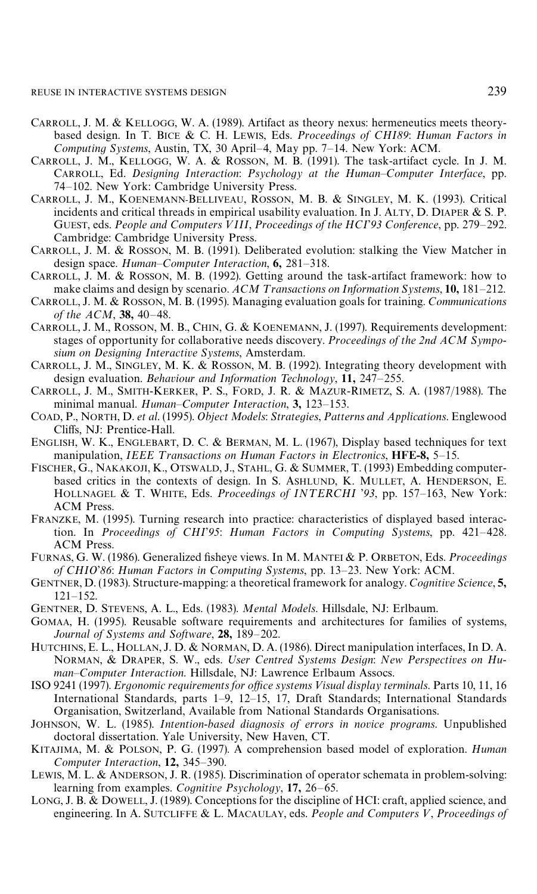Carroll, J. M. & Kellogg, W. A. (1989). Artifact as theory nexus: hermeneutics meets theory-based design. In T. Bice & C. H. Lewis, Eds. *Proceedings of CHI89*: *Human Factors in Computing Systems*, Austin, TX, 30 April–4, May pp. 7–14. New York: ACM.

Carroll, J. M., Kellogg, W. A. & Rosson, M. B. (1991). The task-artifact cycle. In J. M. Carroll, Ed. *Designing Interaction*: *Psychology at the Human–Computer Interface*, pp. 74–102. New York: Cambridge University Press.

Carroll, J. M., Koenemann-Belliveau, Rosson, M. B. & Singley, M. K. (1993). Critical incidents and critical threads in empirical usability evaluation. In J. Alty, D. Diaper & S. P. Guest, eds. *People and Computers VIII*, *Proceedings of the HCI'93 Conference*, pp. 279–292. Cambridge: Cambridge University Press.

Carroll, J. M. & Rosson, M. B. (1991). Deliberated evolution: stalking the View Matcher in design space. *Human–Computer Interaction*, **6,** 281–318.

Carroll, J. M. & Rosson, M. B. (1992). Getting around the task-artifact framework: how to make claims and design by scenario. *ACM Transactions on Information Systems*, **10,** 181–212.

Carroll, J. M. & Rosson, M. B. (1995). Managing evaluation goals for training. *Communications of the ACM*, **38,** 40–48.

Carroll, J. M., Rosson, M. B., Chin, G. & Koenemann, J. (1997). Requirements development: stages of opportunity for collaborative needs discovery. *Proceedings of the 2nd ACM Symposium on Designing Interactive Systems*, Amsterdam.

Carroll, J. M., Singley, M. K. & Rosson, M. B. (1992). Integrating theory development with design evaluation. *Behaviour and Information Technology*, **11,** 247–255.

Carroll, J. M., Smith-Kerker, P. S., Ford, J. R. & Mazur-Rimetz, S. A. (1987/1988). The minimal manual. *Human–Computer Interaction*, **3,** 123–153.

Coad, P., North, D. *et al.* (1995). *Object Models*: *Strategies*, *Patterns and Applications*. Englewood Cliffs, NJ: Prentice-Hall.

English, W. K., Englebart, D. C. & Berman, M. L. (1967), Display based techniques for text manipulation, *IEEE Transactions on Human Factors in Electronics*, **HFE-8,** 5–15.

Fischer, G., Nakakoji, K., Otswald, J., Stahl, G. & Summer, T. (1993) Embedding computer-based critics in the contexts of design. In S. Ashlund, K. Mullet, A. Henderson, E. Hollnagel & T. White, Eds. *Proceedings of INTERCHI '93*, pp. 157–163, New York: ACM Press.

Franzke, M. (1995). Turning research into practice: characteristics of displayed based interaction. In *Proceedings of CHI'95*: *Human Factors in Computing Systems*, pp. 421–428. ACM Press.

Furnas, G. W. (1986). Generalized fisheye views. In M. Mantei & P. Orbeton, Eds. *Proceedings of CHIO'86*: *Human Factors in Computing Systems*, pp. 13–23. New York: ACM.

Gentner, D. (1983). Structure-mapping: a theoretical framework for analogy. *Cognitive Science*, **5,** 121–152.

Gentner, D. Stevens, A. L., Eds. (1983). *Mental Models*. Hillsdale, NJ: Erlbaum.

Gomaa, H. (1995). Reusable software requirements and architectures for families of systems, *Journal of Systems and Software*, **28,** 189–202.

Hutchins, E. L., Hollan, J. D. & Norman, D. A. (1986). Direct manipulation interfaces, In D. A. Norman, & Draper, S. W., eds. *User Centred Systems Design*: *New Perspectives on Human–Computer Interaction*. Hillsdale, NJ: Lawrence Erlbaum Assocs.

ISO 9241 (1997). *Ergonomic requirements for office systems Visual display terminals*. Parts 10, 11, 16 International Standards, parts 1–9, 12–15, 17, Draft Standards; International Standards Organisation, Switzerland, Available from National Standards Organisations.

Johnson, W. L. (1985). *Intention-based diagnosis of errors in novice programs*. Unpublished doctoral dissertation. Yale University, New Haven, CT.

Kitajima, M. & Polson, P. G. (1997). A comprehension based model of exploration. *Human Computer Interaction*, **12,** 345–390.

Lewis, M. L. & Anderson, J. R. (1985). Discrimination of operator schemata in problem-solving: learning from examples. *Cognitive Psychology*, **17,** 26–65.

Long, J. B. & Dowell, J. (1989). Conceptions for the discipline of HCI: craft, applied science, and engineering. In A. Sutcliffe & L. Macaulay, eds. *People and Computers V*, *Proceedings of*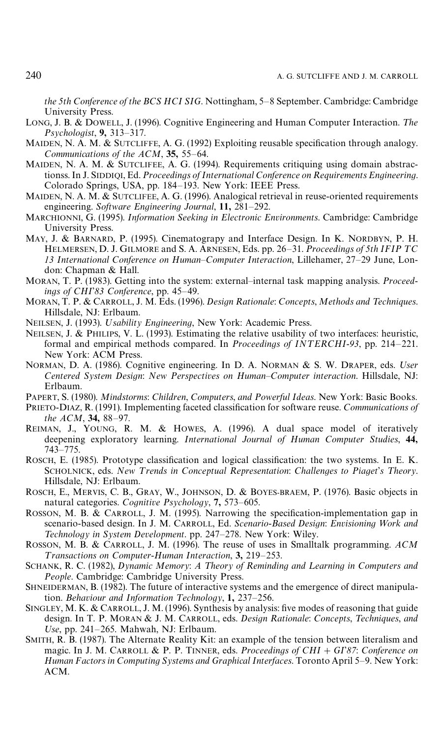*the 5th Conference of the BCS HCI SIG*. Nottingham, 5–8 September. Cambridge: Cambridge University Press.

LONG, J. B. & DOWELL, J. (1996). Cognitive Engineering and Human Computer Interaction. *The Psychologist*, **9,** 313–317.

MAIDEN, N. A. M. & SUTCLIFFE, A. G. (1992) Exploiting reusable specification through analogy. *Communications of the ACM*, **35,** 55–64.

MAIDEN, N. A. M. & SUTCLIFEE, A. G. (1994). Requirements critiquing using domain abstractionss. In J. SIDDIQI, Ed. *Proceedings of International Conference on Requirements Engineering*. Colorado Springs, USA, pp. 184–193. New York: IEEE Press.

MAIDEN, N. A. M. & SUTCLIFEE, A. G. (1996). Analogical retrieval in reuse-oriented requirements engineering. *Software Engineering Journal*, **11,** 281–292.

MARCHIONNI, G. (1995). *Information Seeking in Electronic Environments*. Cambridge: Cambridge University Press.

MAY, J. & BARNARD, P. (1995). Cinematograpy and Interface Design. In K. NORDBYN, P. H. HELMERSEN, D. J. GILMORE and S. A. ARNESEN, Eds. pp. 26–31. *Proceedings of 5th IFIP TC 13 International Conference on Human–Computer Interaction*, Lillehamer, 27–29 June, London: Chapman & Hall.

MORAN, T. P. (1983). Getting into the system: external–internal task mapping analysis. *Proceedings of CHI'83 Conference*, pp. 45–49.

MORAN, T. P. & CARROLL, J. M. Eds. (1996). *Design Rationale*: *Concepts*, *Methods and Techniques*. Hillsdale, NJ: Erlbaum.

NEILSEN, J. (1993). *Usability Engineering*, New York: Academic Press.

NEILSEN, J. & PHILIPS, V. L. (1993). Estimating the relative usability of two interfaces: heuristic, formal and empirical methods compared. In *Proceedings of INTERCHI-93*, pp. 214–221. New York: ACM Press.

NORMAN, D. A. (1986). Cognitive engineering. In D. A. NORMAN & S. W. DRAPER, eds. *User Centered System Design*: *New Perspectives on Human–Computer interaction*. Hillsdale, NJ: Erlbaum.

PAPERT, S. (1980). *Mindstorms*: *Children*, *Computers*, *and Powerful Ideas*. New York: Basic Books.

PRIETO-DIAZ, R. (1991). Implementing faceted classification for software reuse. *Communications of the ACM*, **34,** 88–97.

REIMAN, J., YOUNG, R. M. & HOWES, A. (1996). A dual space model of iteratively deepening exploratory learning. *International Journal of Human Computer Studies*, **44,** 743–775.

ROSCH, E. (1985). Prototype classification and logical classification: the two systems. In E. K. SCHOLNICK, eds. *New Trends in Conceptual Representation*: *Challenges to Piaget's Theory*. Hillsdale, NJ: Erlbaum.

ROSCH, E., MERVIS, C. B., GRAY, W., JOHNSON, D. & BOYES-BRAEM, P. (1976). Basic objects in natural categories. *Cognitive Psychology*, **7,** 573–605.

ROSSON, M. B. & CARROLL, J. M. (1995). Narrowing the specification-implementation gap in scenario-based design. In J. M. CARROLL, Ed. *Scenario-Based Design*: *Envisioning Work and Technology in System Development*. pp. 247–278. New York: Wiley.

ROSSON, M. B. & CARROLL, J. M. (1996). The reuse of uses in Smalltalk programming. *ACM Transactions on Computer-Human Interaction*, **3,** 219–253.

SCHANK, R. C. (1982), *Dynamic Memory*: *A Theory of Reminding and Learning in Computers and People*. Cambridge: Cambridge University Press.

SHNEIDERMAN, B. (1982). The future of interactive systems and the emergence of direct manipulation. *Behaviour and Information Technology*, **1,** 237–256.

SINGLEY, M. K. & CARROLL, J. M. (1996). Synthesis by analysis: five modes of reasoning that guide design. In T. P. MORAN & J. M. CARROLL, eds. *Design Rationale*: *Concepts*, *Techniques*, *and Use*, pp. 241–265. Mahwah, NJ: Erlbaum.

SMITH, R. B. (1987). The Alternate Reality Kit: an example of the tension between literalism and magic. In J. M. CARROLL & P. P. TINNER, eds. *Proceedings of CHI + GI'87*: *Conference on Human Factors in Computing Systems and Graphical Interfaces*. Toronto April 5–9. New York: ACM.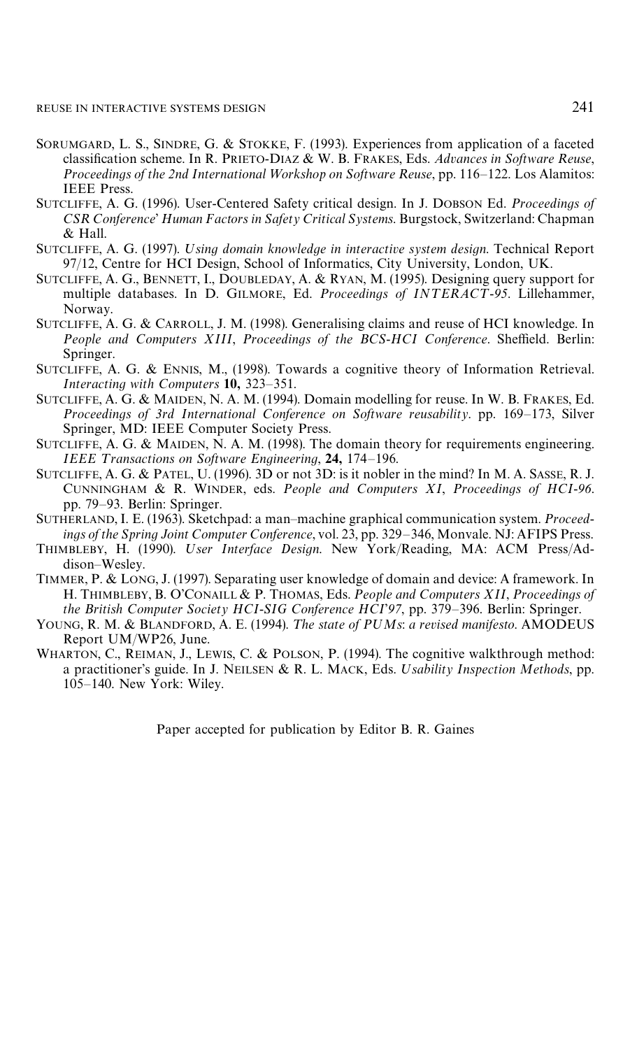SORUMGARD, L. S., SINDRE, G. & STOKKE, F. (1993). Experiences from application of a faceted classification scheme. In R. PRIETO-DIAZ & W. B. FRAKES, Eds. *Advances in Software Reuse, Proceedings of the 2nd International Workshop on Software Reuse*, pp. 116–122. Los Alamitos: IEEE Press.

SUTCLIFFE, A. G. (1996). User-Centered Safety critical design. In J. DOBSON Ed. *Proceedings of CSR Conference' Human Factors in Safety Critical Systems*. Burgstock, Switzerland: Chapman & Hall.

SUTCLIFFE, A. G. (1997). *Using domain knowledge in interactive system design*. Technical Report 97/12, Centre for HCI Design, School of Informatics, City University, London, UK.

SUTCLIFFE, A. G., BENNETT, I., DOUBLEDAY, A. & RYAN, M. (1995). Designing query support for multiple databases. In D. GILMORE, Ed. *Proceedings of INTERACT-95*. Lillehammer, Norway.

SUTCLIFFE, A. G. & CARROLL, J. M. (1998). Generalising claims and reuse of HCI knowledge. In *People and Computers XIII, Proceedings of the BCS-HCI Conference*. Sheffield. Berlin: Springer.

SUTCLIFFE, A. G. & ENNIS, M., (1998). Towards a cognitive theory of Information Retrieval. *Interacting with Computers* **10,** 323–351.

SUTCLIFFE, A. G. & MAIDEN, N. A. M. (1994). Domain modelling for reuse. In W. B. FRAKES, Ed. *Proceedings of 3rd International Conference on Software reusability*. pp. 169–173, Silver Springer, MD: IEEE Computer Society Press.

SUTCLIFFE, A. G. & MAIDEN, N. A. M. (1998). The domain theory for requirements engineering. *IEEE Transactions on Software Engineering*, **24,** 174–196.

SUTCLIFFE, A. G. & PATEL, U. (1996). 3D or not 3D: is it nobler in the mind? In M. A. SASSE, R. J. CUNNINGHAM & R. WINDER, eds. *People and Computers XI, Proceedings of HCI-96*. pp. 79–93. Berlin: Springer.

SUTHERLAND, I. E. (1963). Sketchpad: a man–machine graphical communication system. *Proceedings of the Spring Joint Computer Conference*, vol. 23, pp. 329–346, Monvale. NJ: AFIPS Press.

THIMBLEBY, H. (1990). *User Interface Design*. New York/Reading, MA: ACM Press/Addison–Wesley.

TIMMER, P. & LONG, J. (1997). Separating user knowledge of domain and device: A framework. In H. THIMBLEBY, B. O'CONAILL & P. THOMAS, Eds. *People and Computers XII, Proceedings of the British Computer Society HCI-SIG Conference HCI'97*, pp. 379–396. Berlin: Springer.

YOUNG, R. M. & BLANDFORD, A. E. (1994). *The state of PUMs: a revised manifesto*. AMODEUS Report UM/WP26, June.

WHARTON, C., REIMAN, J., LEWIS, C. & POLSON, P. (1994). The cognitive walkthrough method: a practitioner's guide. In J. NEILSEN & R. L. MACK, Eds. *Usability Inspection Methods*, pp. 105–140. New York: Wiley.

Paper accepted for publication by Editor B. R. Gaines